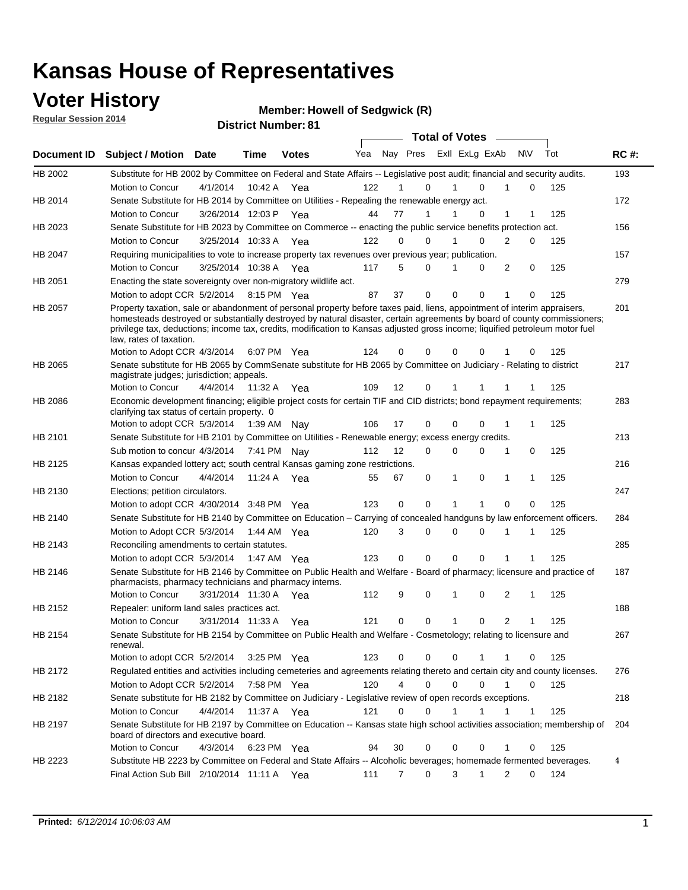# Kansas House of Representatives

## Voter History

**Regular Session 2014**

**Member: Howell of Sedgwick (R)**

**District Number: 81**

| Document ID | Subject / Motion | Date | Time | Votes | Yea | Nay | Pres | ExII | ExLg | ExAb | N\V | Tot | RC #: |
|---|---|---|---|---|---|---|---|---|---|---|---|---|---|
| HB 2002 | Substitute for HB 2002 by Committee on Federal and State Affairs -- Legislative post audit; financial and security audits. | | | | | | | | | | | | 193 |
| | Motion to Concur | 4/1/2014 | 10:42 A | Yea | 122 | 1 | 0 | 1 | 0 | 1 | 0 | 125 | |
| HB 2014 | Senate Substitute for HB 2014 by Committee on Utilities - Repealing the renewable energy act. | | | | | | | | | | | | 172 |
| | Motion to Concur | 3/26/2014 | 12:03 P | Yea | 44 | 77 | 1 | 1 | 0 | 1 | 1 | 125 | |
| HB 2023 | Senate Substitute for HB 2023 by Committee on Commerce -- enacting the public service benefits protection act. | | | | | | | | | | | | 156 |
| | Motion to Concur | 3/25/2014 | 10:33 A | Yea | 122 | 0 | 0 | 1 | 0 | 2 | 0 | 125 | |
| HB 2047 | Requiring municipalities to vote to increase property tax revenues over previous year; publication. | | | | | | | | | | | | 157 |
| | Motion to Concur | 3/25/2014 | 10:38 A | Yea | 117 | 5 | 0 | 1 | 0 | 2 | 0 | 125 | |
| HB 2051 | Enacting the state sovereignty over non-migratory wildlife act. | | | | | | | | | | | | 279 |
| | Motion to adopt CCR | 5/2/2014 | 8:15 PM | Yea | 87 | 37 | 0 | 0 | 0 | 1 | 0 | 125 | |
| HB 2057 | Property taxation, sale or abandonment of personal property before taxes paid, liens, appointment of interim appraisers, homesteads destroyed or substantially destroyed by natural disaster, certain agreements by board of county commissioners; privilege tax, deductions; income tax, credits, modification to Kansas adjusted gross income; liquified petroleum motor fuel law, rates of taxation. | | | | | | | | | | | | 201 |
| | Motion to Adopt CCR | 4/3/2014 | 6:07 PM | Yea | 124 | 0 | 0 | 0 | 0 | 1 | 0 | 125 | |
| HB 2065 | Senate substitute for HB 2065 by CommSenate substitute for HB 2065 by Committee on Judiciary - Relating to district magistrate judges; jurisdiction; appeals. | | | | | | | | | | | | 217 |
| | Motion to Concur | 4/4/2014 | 11:32 A | Yea | 109 | 12 | 0 | 1 | 1 | 1 | 1 | 125 | |
| HB 2086 | Economic development financing; eligible project costs for certain TIF and CID districts; bond repayment requirements; clarifying tax status of certain property. 0 | | | | | | | | | | | | 283 |
| | Motion to adopt CCR | 5/3/2014 | 1:39 AM | Nay | 106 | 17 | 0 | 0 | 0 | 1 | 1 | 125 | |
| HB 2101 | Senate Substitute for HB 2101 by Committee on Utilities - Renewable energy; excess energy credits. | | | | | | | | | | | | 213 |
| | Sub motion to concur | 4/3/2014 | 7:41 PM | Nay | 112 | 12 | 0 | 0 | 0 | 1 | 0 | 125 | |
| HB 2125 | Kansas expanded lottery act; south central Kansas gaming zone restrictions. | | | | | | | | | | | | 216 |
| | Motion to Concur | 4/4/2014 | 11:24 A | Yea | 55 | 67 | 0 | 1 | 0 | 1 | 1 | 125 | |
| HB 2130 | Elections; petition circulators. | | | | | | | | | | | | 247 |
| | Motion to adopt CCR | 4/30/2014 | 3:48 PM | Yea | 123 | 0 | 0 | 1 | 1 | 0 | 0 | 125 | |
| HB 2140 | Senate Substitute for HB 2140 by Committee on Education – Carrying of concealed handguns by law enforcement officers. | | | | | | | | | | | | 284 |
| | Motion to Adopt CCR | 5/3/2014 | 1:44 AM | Yea | 120 | 3 | 0 | 0 | 0 | 1 | 1 | 125 | |
| HB 2143 | Reconciling amendments to certain statutes. | | | | | | | | | | | | 285 |
| | Motion to adopt CCR | 5/3/2014 | 1:47 AM | Yea | 123 | 0 | 0 | 0 | 0 | 1 | 1 | 125 | |
| HB 2146 | Senate Substitute for HB 2146 by Committee on Public Health and Welfare - Board of pharmacy; licensure and practice of pharmacists, pharmacy technicians and pharmacy interns. | | | | | | | | | | | | 187 |
| | Motion to Concur | 3/31/2014 | 11:30 A | Yea | 112 | 9 | 0 | 1 | 0 | 2 | 1 | 125 | |
| HB 2152 | Repealer: uniform land sales practices act. | | | | | | | | | | | | 188 |
| | Motion to Concur | 3/31/2014 | 11:33 A | Yea | 121 | 0 | 0 | 1 | 0 | 2 | 1 | 125 | |
| HB 2154 | Senate Substitute for HB 2154 by Committee on Public Health and Welfare - Cosmetology; relating to licensure and renewal. | | | | | | | | | | | | 267 |
| | Motion to adopt CCR | 5/2/2014 | 3:25 PM | Yea | 123 | 0 | 0 | 0 | 1 | 1 | 0 | 125 | |
| HB 2172 | Regulated entities and activities including cemeteries and agreements relating thereto and certain city and county licenses. | | | | | | | | | | | | 276 |
| | Motion to Adopt CCR | 5/2/2014 | 7:58 PM | Yea | 120 | 4 | 0 | 0 | 0 | 1 | 0 | 125 | |
| HB 2182 | Senate substitute for HB 2182 by Committee on Judiciary - Legislative review of open records exceptions. | | | | | | | | | | | | 218 |
| | Motion to Concur | 4/4/2014 | 11:37 A | Yea | 121 | 0 | 0 | 1 | 1 | 1 | 1 | 125 | |
| HB 2197 | Senate Substitute for HB 2197 by Committee on Education -- Kansas state high school activities association; membership of board of directors and executive board. | | | | | | | | | | | | 204 |
| | Motion to Concur | 4/3/2014 | 6:23 PM | Yea | 94 | 30 | 0 | 0 | 0 | 1 | 0 | 125 | |
| HB 2223 | Substitute HB 2223 by Committee on Federal and State Affairs -- Alcoholic beverages; homemade fermented beverages. | | | | | | | | | | | | 4 |
| | Final Action Sub Bill | 2/10/2014 | 11:11 A | Yea | 111 | 7 | 0 | 3 | 1 | 2 | 0 | 124 | |

**Printed:** *6/12/2014 10:06:03 AM*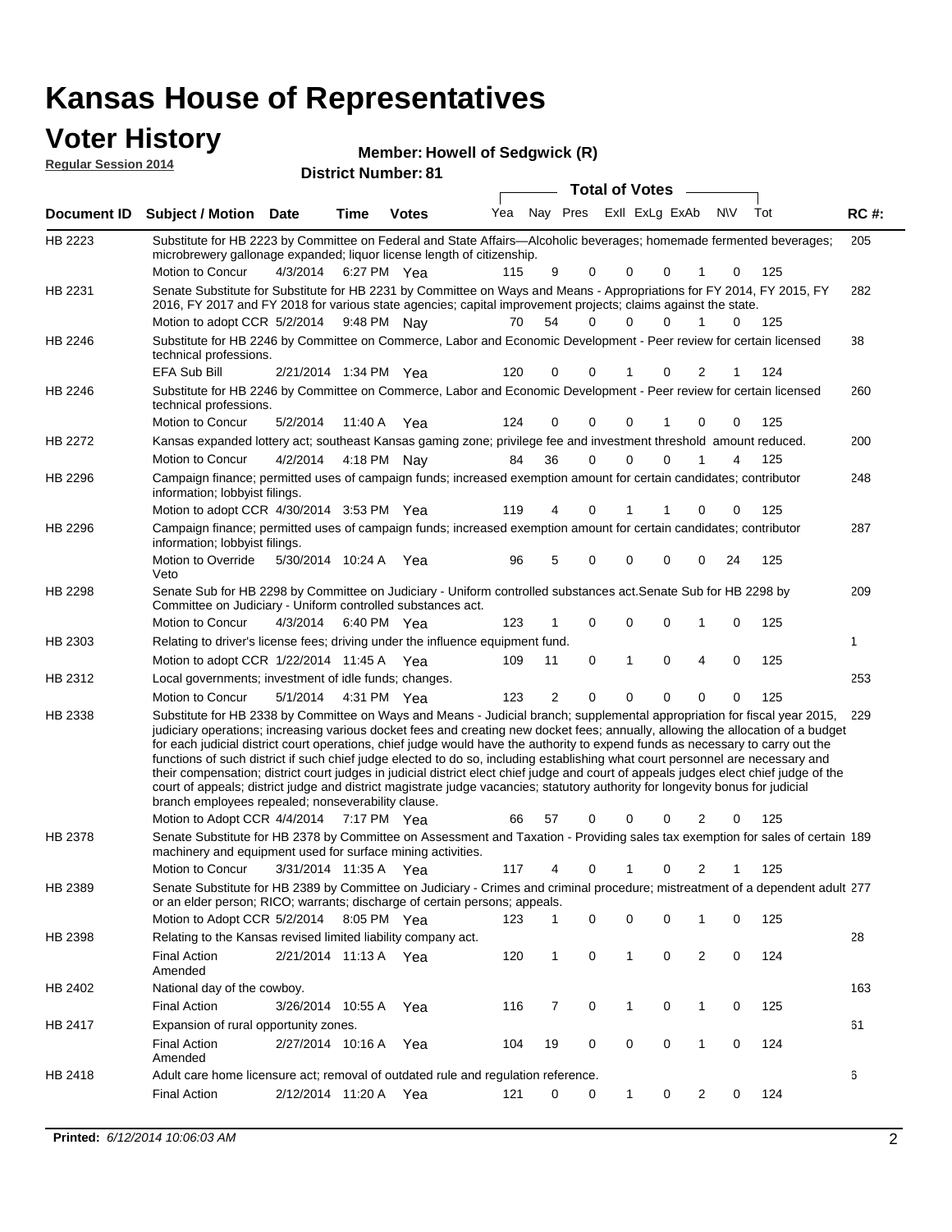# Kansas House of Representatives

## Voter History

**Regular Session 2014**

**Member: Howell of Sedgwick (R)**

**District Number: 81**

| Document ID | Subject / Motion | Date | Time | Votes | Yea | Nay | Pres | ExII | ExLg | ExAb | N\V | Tot | RC #: |
|---|---|---|---|---|---|---|---|---|---|---|---|---|---|
| HB 2223 | Substitute for HB 2223 by Committee on Federal and State Affairs—Alcoholic beverages; homemade fermented beverages; microbrewery gallonage expanded; liquor license length of citizenship. | | | | | | | | | | | | 205 |
| | Motion to Concur | 4/3/2014 | 6:27 PM | Yea | 115 | 9 | 0 | 0 | 0 | 1 | 0 | 125 | |
| HB 2231 | Senate Substitute for Substitute for HB 2231 by Committee on Ways and Means - Appropriations for FY 2014, FY 2015, FY 2016, FY 2017 and FY 2018 for various state agencies; capital improvement projects; claims against the state. | | | | | | | | | | | | 282 |
| | Motion to adopt CCR | 5/2/2014 | 9:48 PM | Nay | 70 | 54 | 0 | 0 | 0 | 1 | 0 | 125 | |
| HB 2246 | Substitute for HB 2246 by Committee on Commerce, Labor and Economic Development - Peer review for certain licensed technical professions. | | | | | | | | | | | | 38 |
| | EFA Sub Bill | 2/21/2014 | 1:34 PM | Yea | 120 | 0 | 0 | 1 | 0 | 2 | 1 | 124 | |
| HB 2246 | Substitute for HB 2246 by Committee on Commerce, Labor and Economic Development - Peer review for certain licensed technical professions. | | | | | | | | | | | | 260 |
| | Motion to Concur | 5/2/2014 | 11:40 A | Yea | 124 | 0 | 0 | 0 | 1 | 0 | 0 | 125 | |
| HB 2272 | Kansas expanded lottery act; southeast Kansas gaming zone; privilege fee and investment threshold amount reduced. | | | | | | | | | | | | 200 |
| | Motion to Concur | 4/2/2014 | 4:18 PM | Nay | 84 | 36 | 0 | 0 | 0 | 1 | 4 | 125 | |
| HB 2296 | Campaign finance; permitted uses of campaign funds; increased exemption amount for certain candidates; contributor information; lobbyist filings. | | | | | | | | | | | | 248 |
| | Motion to adopt CCR | 4/30/2014 | 3:53 PM | Yea | 119 | 4 | 0 | 1 | 1 | 0 | 0 | 125 | |
| HB 2296 | Campaign finance; permitted uses of campaign funds; increased exemption amount for certain candidates; contributor information; lobbyist filings. | | | | | | | | | | | | 287 |
| | Motion to Override Veto | 5/30/2014 | 10:24 A | Yea | 96 | 5 | 0 | 0 | 0 | 0 | 24 | 125 | |
| HB 2298 | Senate Sub for HB 2298 by Committee on Judiciary - Uniform controlled substances act.Senate Sub for HB 2298 by Committee on Judiciary - Uniform controlled substances act. | | | | | | | | | | | | 209 |
| | Motion to Concur | 4/3/2014 | 6:40 PM | Yea | 123 | 1 | 0 | 0 | 0 | 1 | 0 | 125 | |
| HB 2303 | Relating to driver's license fees; driving under the influence equipment fund. | | | | | | | | | | | | 1 |
| | Motion to adopt CCR | 1/22/2014 | 11:45 A | Yea | 109 | 11 | 0 | 1 | 0 | 4 | 0 | 125 | |
| HB 2312 | Local governments; investment of idle funds; changes. | | | | | | | | | | | | 253 |
| | Motion to Concur | 5/1/2014 | 4:31 PM | Yea | 123 | 2 | 0 | 0 | 0 | 0 | 0 | 125 | |
| HB 2338 | Substitute for HB 2338 by Committee on Ways and Means - Judicial branch; supplemental appropriation for fiscal year 2015, judiciary operations; increasing various docket fees and creating new docket fees; annually, allowing the allocation of a budget for each judicial district court operations, chief judge would have the authority to expend funds as necessary to carry out the functions of such district if such chief judge elected to do so, including establishing what court personnel are necessary and their compensation; district court judges in judicial district elect chief judge and court of appeals judges elect chief judge of the court of appeals; district judge and district magistrate judge vacancies; statutory authority for longevity bonus for judicial branch employees repealed; nonseverability clause. | | | | | | | | | | | | 229 |
| | Motion to Adopt CCR | 4/4/2014 | 7:17 PM | Yea | 66 | 57 | 0 | 0 | 0 | 2 | 0 | 125 | |
| HB 2378 | Senate Substitute for HB 2378 by Committee on Assessment and Taxation - Providing sales tax exemption for sales of certain machinery and equipment used for surface mining activities. | | | | | | | | | | | | 189 |
| | Motion to Concur | 3/31/2014 | 11:35 A | Yea | 117 | 4 | 0 | 1 | 0 | 2 | 1 | 125 | |
| HB 2389 | Senate Substitute for HB 2389 by Committee on Judiciary - Crimes and criminal procedure; mistreatment of a dependent adult or an elder person; RICO; warrants; discharge of certain persons; appeals. | | | | | | | | | | | | 277 |
| | Motion to Adopt CCR | 5/2/2014 | 8:05 PM | Yea | 123 | 1 | 0 | 0 | 0 | 1 | 0 | 125 | |
| HB 2398 | Relating to the Kansas revised limited liability company act. | | | | | | | | | | | | 28 |
| | Final Action Amended | 2/21/2014 | 11:13 A | Yea | 120 | 1 | 0 | 1 | 0 | 2 | 0 | 124 | |
| HB 2402 | National day of the cowboy. | | | | | | | | | | | | 163 |
| | Final Action | 3/26/2014 | 10:55 A | Yea | 116 | 7 | 0 | 1 | 0 | 1 | 0 | 125 | |
| HB 2417 | Expansion of rural opportunity zones. | | | | | | | | | | | | 61 |
| | Final Action Amended | 2/27/2014 | 10:16 A | Yea | 104 | 19 | 0 | 0 | 0 | 1 | 0 | 124 | |
| HB 2418 | Adult care home licensure act; removal of outdated rule and regulation reference. | | | | | | | | | | | | 6 |
| | Final Action | 2/12/2014 | 11:20 A | Yea | 121 | 0 | 0 | 1 | 0 | 2 | 0 | 124 | |

**Printed:** *6/12/2014 10:06:03 AM*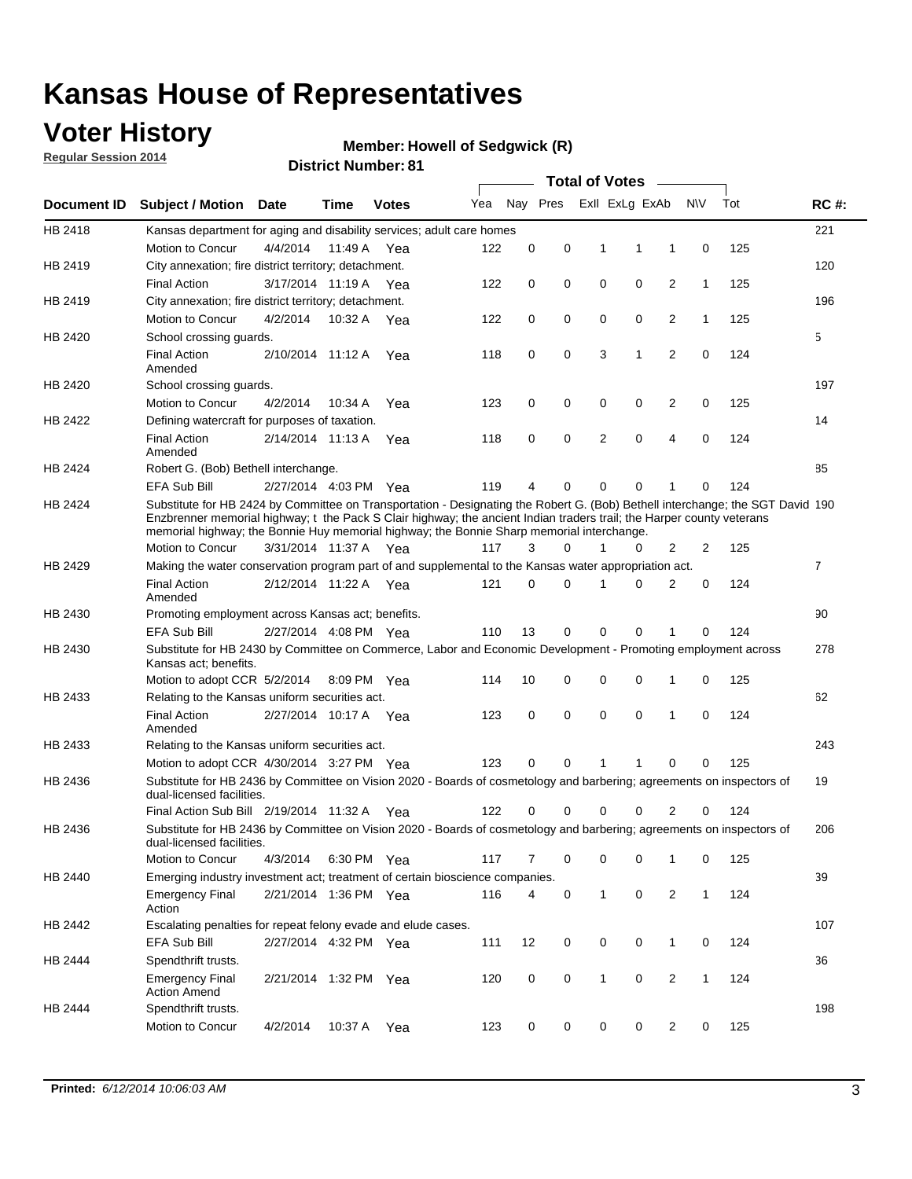# Kansas House of Representatives

## Voter History

**Regular Session 2014**

**Member: Howell of Sedgwick (R)**

**District Number: 81**

| Document ID | Subject / Motion | Date | Time | Votes | Yea | Nay | Pres | ExII | ExLg | ExAb | N\V | Tot | RC #: |
|---|---|---|---|---|---|---|---|---|---|---|---|---|---|
| HB 2418 | Kansas department for aging and disability services; adult care homes | | | | | | | | | | | | 221 |
| | Motion to Concur | 4/4/2014 | 11:49 A | Yea | 122 | 0 | 0 | 1 | 1 | 1 | 0 | 125 | |
| HB 2419 | City annexation; fire district territory; detachment. | | | | | | | | | | | | 120 |
| | Final Action | 3/17/2014 | 11:19 A | Yea | 122 | 0 | 0 | 0 | 0 | 2 | 1 | 125 | |
| HB 2419 | City annexation; fire district territory; detachment. | | | | | | | | | | | | 196 |
| | Motion to Concur | 4/2/2014 | 10:32 A | Yea | 122 | 0 | 0 | 0 | 0 | 2 | 1 | 125 | |
| HB 2420 | School crossing guards. | | | | | | | | | | | | 5 |
| | Final Action Amended | 2/10/2014 | 11:12 A | Yea | 118 | 0 | 0 | 3 | 1 | 2 | 0 | 124 | |
| HB 2420 | School crossing guards. | | | | | | | | | | | | 197 |
| | Motion to Concur | 4/2/2014 | 10:34 A | Yea | 123 | 0 | 0 | 0 | 0 | 2 | 0 | 125 | |
| HB 2422 | Defining watercraft for purposes of taxation. | | | | | | | | | | | | 14 |
| | Final Action Amended | 2/14/2014 | 11:13 A | Yea | 118 | 0 | 0 | 2 | 0 | 4 | 0 | 124 | |
| HB 2424 | Robert G. (Bob) Bethell interchange. | | | | | | | | | | | | 85 |
| | EFA Sub Bill | 2/27/2014 | 4:03 PM | Yea | 119 | 4 | 0 | 0 | 0 | 1 | 0 | 124 | |
| HB 2424 | Substitute for HB 2424 by Committee on Transportation - Designating the Robert G. (Bob) Bethell interchange; the SGT David Enzbrenner memorial highway; t the Pack S Clair highway; the ancient Indian traders trail; the Harper county veterans memorial highway; the Bonnie Huy memorial highway; the Bonnie Sharp memorial interchange. | | | | | | | | | | | | 190 |
| | Motion to Concur | 3/31/2014 | 11:37 A | Yea | 117 | 3 | 0 | 1 | 0 | 2 | 2 | 125 | |
| HB 2429 | Making the water conservation program part of and supplemental to the Kansas water appropriation act. | | | | | | | | | | | | 7 |
| | Final Action Amended | 2/12/2014 | 11:22 A | Yea | 121 | 0 | 0 | 1 | 0 | 2 | 0 | 124 | |
| HB 2430 | Promoting employment across Kansas act; benefits. | | | | | | | | | | | | 90 |
| | EFA Sub Bill | 2/27/2014 | 4:08 PM | Yea | 110 | 13 | 0 | 0 | 0 | 1 | 0 | 124 | |
| HB 2430 | Substitute for HB 2430 by Committee on Commerce, Labor and Economic Development - Promoting employment across Kansas act; benefits. | | | | | | | | | | | | 278 |
| | Motion to adopt CCR | 5/2/2014 | 8:09 PM | Yea | 114 | 10 | 0 | 0 | 0 | 1 | 0 | 125 | |
| HB 2433 | Relating to the Kansas uniform securities act. | | | | | | | | | | | | 62 |
| | Final Action Amended | 2/27/2014 | 10:17 A | Yea | 123 | 0 | 0 | 0 | 0 | 1 | 0 | 124 | |
| HB 2433 | Relating to the Kansas uniform securities act. | | | | | | | | | | | | 243 |
| | Motion to adopt CCR | 4/30/2014 | 3:27 PM | Yea | 123 | 0 | 0 | 1 | 1 | 0 | 0 | 125 | |
| HB 2436 | Substitute for HB 2436 by Committee on Vision 2020 - Boards of cosmetology and barbering; agreements on inspectors of dual-licensed facilities. | | | | | | | | | | | | 19 |
| | Final Action Sub Bill | 2/19/2014 | 11:32 A | Yea | 122 | 0 | 0 | 0 | 0 | 2 | 0 | 124 | |
| HB 2436 | Substitute for HB 2436 by Committee on Vision 2020 - Boards of cosmetology and barbering; agreements on inspectors of dual-licensed facilities. | | | | | | | | | | | | 206 |
| | Motion to Concur | 4/3/2014 | 6:30 PM | Yea | 117 | 7 | 0 | 0 | 0 | 1 | 0 | 125 | |
| HB 2440 | Emerging industry investment act; treatment of certain bioscience companies. | | | | | | | | | | | | 39 |
| | Emergency Final Action | 2/21/2014 | 1:36 PM | Yea | 116 | 4 | 0 | 1 | 0 | 2 | 1 | 124 | |
| HB 2442 | Escalating penalties for repeat felony evade and elude cases. | | | | | | | | | | | | 107 |
| | EFA Sub Bill | 2/27/2014 | 4:32 PM | Yea | 111 | 12 | 0 | 0 | 0 | 1 | 0 | 124 | |
| HB 2444 | Spendthrift trusts. | | | | | | | | | | | | 36 |
| | Emergency Final Action Amend | 2/21/2014 | 1:32 PM | Yea | 120 | 0 | 0 | 1 | 0 | 2 | 1 | 124 | |
| HB 2444 | Spendthrift trusts. | | | | | | | | | | | | 198 |
| | Motion to Concur | 4/2/2014 | 10:37 A | Yea | 123 | 0 | 0 | 0 | 0 | 2 | 0 | 125 | |

**Printed:** *6/12/2014 10:06:03 AM*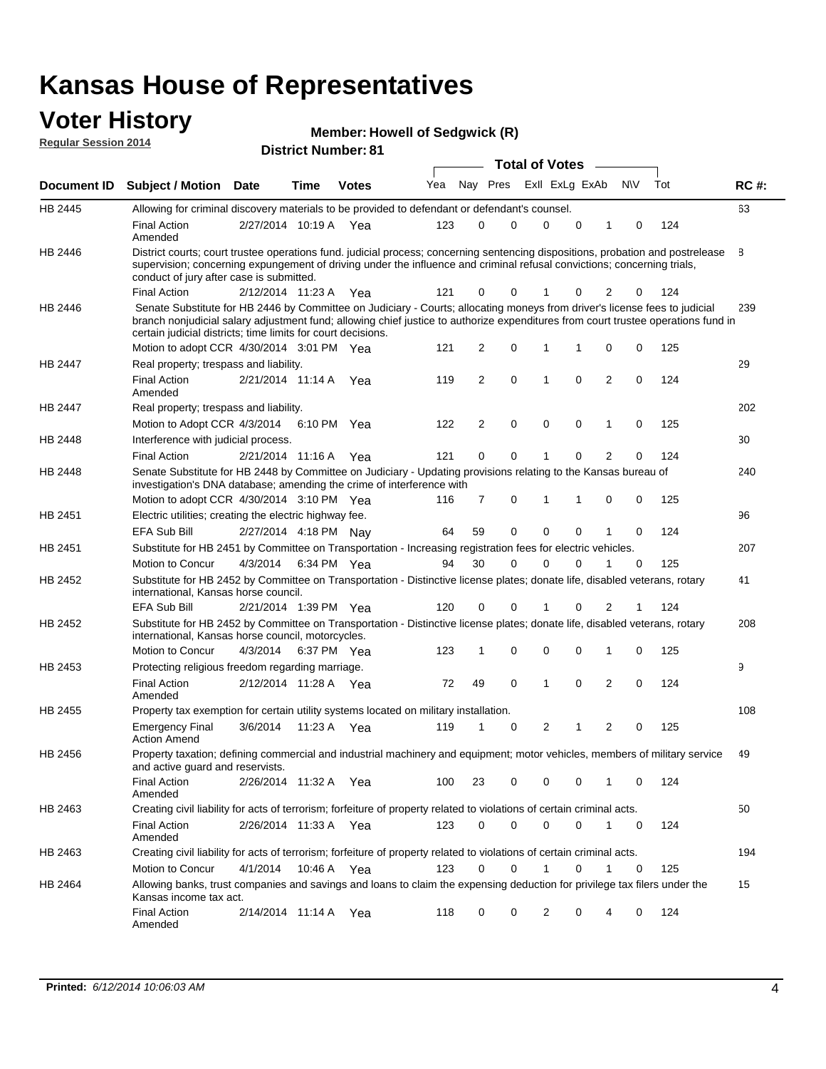# Kansas House of Representatives

## Voter History

**Regular Session 2014**

**Member: Howell of Sedgwick (R)**

**District Number: 81**

| Document ID | Subject / Motion | Date | Time | Votes | Yea | Nay | Pres | ExII | ExLg | ExAb | N\V | Tot | RC #: |
|---|---|---|---|---|---|---|---|---|---|---|---|---|---|
| HB 2445 | Allowing for criminal discovery materials to be provided to defendant or defendant's counsel. | | | | | | | | | | | | 63 |
| | Final Action Amended | 2/27/2014 | 10:19 A | Yea | 123 | 0 | 0 | 0 | 0 | 1 | 0 | 124 | |
| HB 2446 | District courts; court trustee operations fund. judicial process; concerning sentencing dispositions, probation and postrelease supervision; concerning expungement of driving under the influence and criminal refusal convictions; concerning trials, conduct of jury after case is submitted. | | | | | | | | | | | | 8 |
| | Final Action | 2/12/2014 | 11:23 A | Yea | 121 | 0 | 0 | 1 | 0 | 2 | 0 | 124 | |
| HB 2446 | Senate Substitute for HB 2446 by Committee on Judiciary - Courts; allocating moneys from driver's license fees to judicial branch nonjudicial salary adjustment fund; allowing chief justice to authorize expenditures from court trustee operations fund in certain judicial districts; time limits for court decisions. | | | | | | | | | | | | 239 |
| | Motion to adopt CCR | 4/30/2014 | 3:01 PM | Yea | 121 | 2 | 0 | 1 | 1 | 0 | 0 | 125 | |
| HB 2447 | Real property; trespass and liability. | | | | | | | | | | | | 29 |
| | Final Action Amended | 2/21/2014 | 11:14 A | Yea | 119 | 2 | 0 | 1 | 0 | 2 | 0 | 124 | |
| HB 2447 | Real property; trespass and liability. | | | | | | | | | | | | 202 |
| | Motion to Adopt CCR | 4/3/2014 | 6:10 PM | Yea | 122 | 2 | 0 | 0 | 0 | 1 | 0 | 125 | |
| HB 2448 | Interference with judicial process. | | | | | | | | | | | | 30 |
| | Final Action | 2/21/2014 | 11:16 A | Yea | 121 | 0 | 0 | 1 | 0 | 2 | 0 | 124 | |
| HB 2448 | Senate Substitute for HB 2448 by Committee on Judiciary - Updating provisions relating to the Kansas bureau of investigation's DNA database; amending the crime of interference with | | | | | | | | | | | | 240 |
| | Motion to adopt CCR | 4/30/2014 | 3:10 PM | Yea | 116 | 7 | 0 | 1 | 1 | 0 | 0 | 125 | |
| HB 2451 | Electric utilities; creating the electric highway fee. | | | | | | | | | | | | 96 |
| | EFA Sub Bill | 2/27/2014 | 4:18 PM | Nay | 64 | 59 | 0 | 0 | 0 | 1 | 0 | 124 | |
| HB 2451 | Substitute for HB 2451 by Committee on Transportation - Increasing registration fees for electric vehicles. | | | | | | | | | | | | 207 |
| | Motion to Concur | 4/3/2014 | 6:34 PM | Yea | 94 | 30 | 0 | 0 | 0 | 1 | 0 | 125 | |
| HB 2452 | Substitute for HB 2452 by Committee on Transportation - Distinctive license plates; donate life, disabled veterans, rotary international, Kansas horse council. | | | | | | | | | | | | 41 |
| | EFA Sub Bill | 2/21/2014 | 1:39 PM | Yea | 120 | 0 | 0 | 1 | 0 | 2 | 1 | 124 | |
| HB 2452 | Substitute for HB 2452 by Committee on Transportation - Distinctive license plates; donate life, disabled veterans, rotary international, Kansas horse council, motorcycles. | | | | | | | | | | | | 208 |
| | Motion to Concur | 4/3/2014 | 6:37 PM | Yea | 123 | 1 | 0 | 0 | 0 | 1 | 0 | 125 | |
| HB 2453 | Protecting religious freedom regarding marriage. | | | | | | | | | | | | 9 |
| | Final Action Amended | 2/12/2014 | 11:28 A | Yea | 72 | 49 | 0 | 1 | 0 | 2 | 0 | 124 | |
| HB 2455 | Property tax exemption for certain utility systems located on military installation. | | | | | | | | | | | | 108 |
| | Emergency Final Action Amend | 3/6/2014 | 11:23 A | Yea | 119 | 1 | 0 | 2 | 1 | 2 | 0 | 125 | |
| HB 2456 | Property taxation; defining commercial and industrial machinery and equipment; motor vehicles, members of military service and active guard and reservists. | | | | | | | | | | | | 49 |
| | Final Action Amended | 2/26/2014 | 11:32 A | Yea | 100 | 23 | 0 | 0 | 0 | 1 | 0 | 124 | |
| HB 2463 | Creating civil liability for acts of terrorism; forfeiture of property related to violations of certain criminal acts. | | | | | | | | | | | | 50 |
| | Final Action Amended | 2/26/2014 | 11:33 A | Yea | 123 | 0 | 0 | 0 | 0 | 1 | 0 | 124 | |
| HB 2463 | Creating civil liability for acts of terrorism; forfeiture of property related to violations of certain criminal acts. | | | | | | | | | | | | 194 |
| | Motion to Concur | 4/1/2014 | 10:46 A | Yea | 123 | 0 | 0 | 1 | 0 | 1 | 0 | 125 | |
| HB 2464 | Allowing banks, trust companies and savings and loans to claim the expensing deduction for privilege tax filers under the Kansas income tax act. | | | | | | | | | | | | 15 |
| | Final Action Amended | 2/14/2014 | 11:14 A | Yea | 118 | 0 | 0 | 2 | 0 | 4 | 0 | 124 | |

**Printed:** *6/12/2014 10:06:03 AM*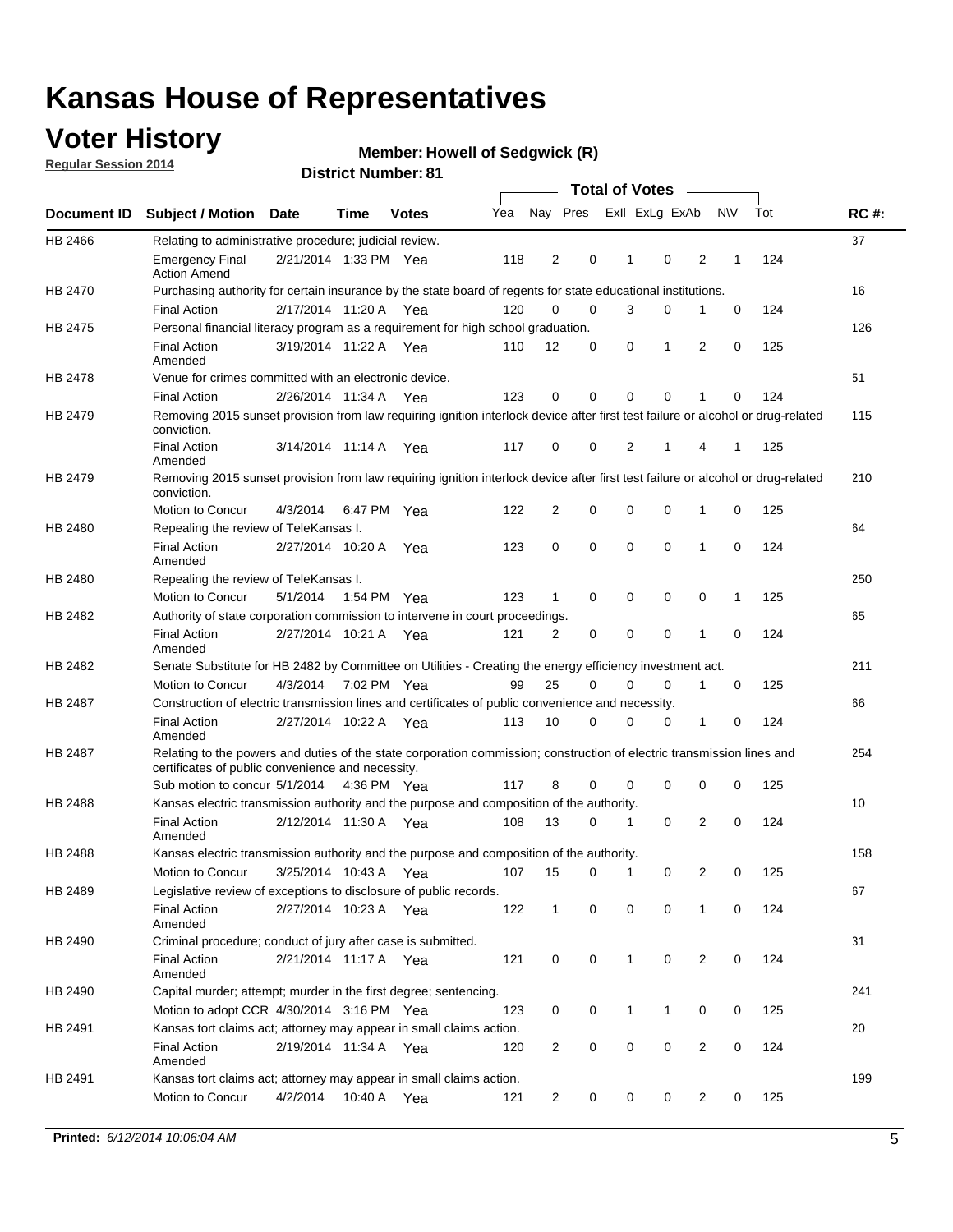# Kansas House of Representatives

## Voter History

**Regular Session 2014**

**Member: Howell of Sedgwick (R)**

**District Number: 81**

| Document ID | Subject / Motion | Date | Time | Votes | Yea | Nay | Pres | ExII | ExLg | ExAb | N\V | Tot | RC #: |
|---|---|---|---|---|---|---|---|---|---|---|---|---|---|
| HB 2466 | Relating to administrative procedure; judicial review. | | | | | | | | | | | | 37 |
| | Emergency Final Action Amend | 2/21/2014 | 1:33 PM | Yea | 118 | 2 | 0 | 1 | 0 | 2 | 1 | 124 | |
| HB 2470 | Purchasing authority for certain insurance by the state board of regents for state educational institutions. | | | | | | | | | | | | 16 |
| | Final Action | 2/17/2014 | 11:20 A | Yea | 120 | 0 | 0 | 3 | 0 | 1 | 0 | 124 | |
| HB 2475 | Personal financial literacy program as a requirement for high school graduation. | | | | | | | | | | | | 126 |
| | Final Action Amended | 3/19/2014 | 11:22 A | Yea | 110 | 12 | 0 | 0 | 1 | 2 | 0 | 125 | |
| HB 2478 | Venue for crimes committed with an electronic device. | | | | | | | | | | | | 51 |
| | Final Action | 2/26/2014 | 11:34 A | Yea | 123 | 0 | 0 | 0 | 0 | 1 | 0 | 124 | |
| HB 2479 | Removing 2015 sunset provision from law requiring ignition interlock device after first test failure or alcohol or drug-related conviction. | | | | | | | | | | | | 115 |
| | Final Action Amended | 3/14/2014 | 11:14 A | Yea | 117 | 0 | 0 | 2 | 1 | 4 | 1 | 125 | |
| HB 2479 | Removing 2015 sunset provision from law requiring ignition interlock device after first test failure or alcohol or drug-related conviction. | | | | | | | | | | | | 210 |
| | Motion to Concur | 4/3/2014 | 6:47 PM | Yea | 122 | 2 | 0 | 0 | 0 | 1 | 0 | 125 | |
| HB 2480 | Repealing the review of TeleKansas I. | | | | | | | | | | | | 64 |
| | Final Action Amended | 2/27/2014 | 10:20 A | Yea | 123 | 0 | 0 | 0 | 0 | 1 | 0 | 124 | |
| HB 2480 | Repealing the review of TeleKansas I. | | | | | | | | | | | | 250 |
| | Motion to Concur | 5/1/2014 | 1:54 PM | Yea | 123 | 1 | 0 | 0 | 0 | 0 | 1 | 125 | |
| HB 2482 | Authority of state corporation commission to intervene in court proceedings. | | | | | | | | | | | | 65 |
| | Final Action Amended | 2/27/2014 | 10:21 A | Yea | 121 | 2 | 0 | 0 | 0 | 1 | 0 | 124 | |
| HB 2482 | Senate Substitute for HB 2482 by Committee on Utilities - Creating the energy efficiency investment act. | | | | | | | | | | | | 211 |
| | Motion to Concur | 4/3/2014 | 7:02 PM | Yea | 99 | 25 | 0 | 0 | 0 | 1 | 0 | 125 | |
| HB 2487 | Construction of electric transmission lines and certificates of public convenience and necessity. | | | | | | | | | | | | 66 |
| | Final Action Amended | 2/27/2014 | 10:22 A | Yea | 113 | 10 | 0 | 0 | 0 | 1 | 0 | 124 | |
| HB 2487 | Relating to the powers and duties of the state corporation commission; construction of electric transmission lines and certificates of public convenience and necessity. | | | | | | | | | | | | 254 |
| | Sub motion to concur | 5/1/2014 | 4:36 PM | Yea | 117 | 8 | 0 | 0 | 0 | 0 | 0 | 125 | |
| HB 2488 | Kansas electric transmission authority and the purpose and composition of the authority. | | | | | | | | | | | | 10 |
| | Final Action Amended | 2/12/2014 | 11:30 A | Yea | 108 | 13 | 0 | 1 | 0 | 2 | 0 | 124 | |
| HB 2488 | Kansas electric transmission authority and the purpose and composition of the authority. | | | | | | | | | | | | 158 |
| | Motion to Concur | 3/25/2014 | 10:43 A | Yea | 107 | 15 | 0 | 1 | 0 | 2 | 0 | 125 | |
| HB 2489 | Legislative review of exceptions to disclosure of public records. | | | | | | | | | | | | 67 |
| | Final Action Amended | 2/27/2014 | 10:23 A | Yea | 122 | 1 | 0 | 0 | 0 | 1 | 0 | 124 | |
| HB 2490 | Criminal procedure; conduct of jury after case is submitted. | | | | | | | | | | | | 31 |
| | Final Action Amended | 2/21/2014 | 11:17 A | Yea | 121 | 0 | 0 | 1 | 0 | 2 | 0 | 124 | |
| HB 2490 | Capital murder; attempt; murder in the first degree; sentencing. | | | | | | | | | | | | 241 |
| | Motion to adopt CCR | 4/30/2014 | 3:16 PM | Yea | 123 | 0 | 0 | 1 | 1 | 0 | 0 | 125 | |
| HB 2491 | Kansas tort claims act; attorney may appear in small claims action. | | | | | | | | | | | | 20 |
| | Final Action Amended | 2/19/2014 | 11:34 A | Yea | 120 | 2 | 0 | 0 | 0 | 2 | 0 | 124 | |
| HB 2491 | Kansas tort claims act; attorney may appear in small claims action. | | | | | | | | | | | | 199 |
| | Motion to Concur | 4/2/2014 | 10:40 A | Yea | 121 | 2 | 0 | 0 | 0 | 2 | 0 | 125 | |

**Printed:** *6/12/2014 10:06:04 AM*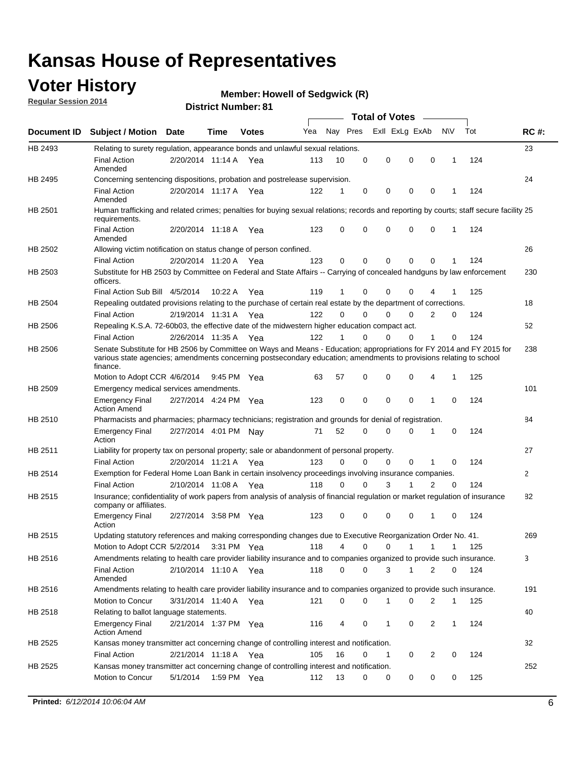# Kansas House of Representatives

## Voter History

**Regular Session 2014**

**Member: Howell of Sedgwick (R)**

**District Number: 81**

| Document ID | Subject / Motion | Date | Time | Votes | Yea | Nay | Pres | ExII | ExLg | ExAb | N\V | Tot | RC #: |
|---|---|---|---|---|---|---|---|---|---|---|---|---|---|
| HB 2493 | Relating to surety regulation, appearance bonds and unlawful sexual relations. | | | | | | | | | | | | 23 |
| | Final Action Amended | 2/20/2014 | 11:14 A | Yea | 113 | 10 | 0 | 0 | 0 | 0 | 1 | 124 | |
| HB 2495 | Concerning sentencing dispositions, probation and postrelease supervision. | | | | | | | | | | | | 24 |
| | Final Action Amended | 2/20/2014 | 11:17 A | Yea | 122 | 1 | 0 | 0 | 0 | 0 | 1 | 124 | |
| HB 2501 | Human trafficking and related crimes; penalties for buying sexual relations; records and reporting by courts; staff secure facility requirements. | | | | | | | | | | | | 25 |
| | Final Action Amended | 2/20/2014 | 11:18 A | Yea | 123 | 0 | 0 | 0 | 0 | 0 | 1 | 124 | |
| HB 2502 | Allowing victim notification on status change of person confined. | | | | | | | | | | | | 26 |
| | Final Action | 2/20/2014 | 11:20 A | Yea | 123 | 0 | 0 | 0 | 0 | 0 | 1 | 124 | |
| HB 2503 | Substitute for HB 2503 by Committee on Federal and State Affairs -- Carrying of concealed handguns by law enforcement officers. | | | | | | | | | | | | 230 |
| | Final Action Sub Bill | 4/5/2014 | 10:22 A | Yea | 119 | 1 | 0 | 0 | 0 | 4 | 1 | 125 | |
| HB 2504 | Repealing outdated provisions relating to the purchase of certain real estate by the department of corrections. | | | | | | | | | | | | 18 |
| | Final Action | 2/19/2014 | 11:31 A | Yea | 122 | 0 | 0 | 0 | 0 | 2 | 0 | 124 | |
| HB 2506 | Repealing K.S.A. 72-60b03, the effective date of the midwestern higher education compact act. | | | | | | | | | | | | 52 |
| | Final Action | 2/26/2014 | 11:35 A | Yea | 122 | 1 | 0 | 0 | 0 | 1 | 0 | 124 | |
| HB 2506 | Senate Substitute for HB 2506 by Committee on Ways and Means - Education; appropriations for FY 2014 and FY 2015 for various state agencies; amendments concerning postsecondary education; amendments to provisions relating to school finance. | | | | | | | | | | | | 238 |
| | Motion to Adopt CCR | 4/6/2014 | 9:45 PM | Yea | 63 | 57 | 0 | 0 | 0 | 4 | 1 | 125 | |
| HB 2509 | Emergency medical services amendments. | | | | | | | | | | | | 101 |
| | Emergency Final Action Amend | 2/27/2014 | 4:24 PM | Yea | 123 | 0 | 0 | 0 | 0 | 1 | 0 | 124 | |
| HB 2510 | Pharmacists and pharmacies; pharmacy technicians; registration and grounds for denial of registration. | | | | | | | | | | | | 84 |
| | Emergency Final Action | 2/27/2014 | 4:01 PM | Nay | 71 | 52 | 0 | 0 | 0 | 1 | 0 | 124 | |
| HB 2511 | Liability for property tax on personal property; sale or abandonment of personal property. | | | | | | | | | | | | 27 |
| | Final Action | 2/20/2014 | 11:21 A | Yea | 123 | 0 | 0 | 0 | 0 | 1 | 0 | 124 | |
| HB 2514 | Exemption for Federal Home Loan Bank in certain insolvency proceedings involving insurance companies. | | | | | | | | | | | | 2 |
| | Final Action | 2/10/2014 | 11:08 A | Yea | 118 | 0 | 0 | 3 | 1 | 2 | 0 | 124 | |
| HB 2515 | Insurance; confidentiality of work papers from analysis of analysis of financial regulation or market regulation of insurance company or affiliates. | | | | | | | | | | | | 82 |
| | Emergency Final Action | 2/27/2014 | 3:58 PM | Yea | 123 | 0 | 0 | 0 | 0 | 1 | 0 | 124 | |
| HB 2515 | Updating statutory references and making corresponding changes due to Executive Reorganization Order No. 41. | | | | | | | | | | | | 269 |
| | Motion to Adopt CCR | 5/2/2014 | 3:31 PM | Yea | 118 | 4 | 0 | 0 | 1 | 1 | 1 | 125 | |
| HB 2516 | Amendments relating to health care provider liability insurance and to companies organized to provide such insurance. | | | | | | | | | | | | 3 |
| | Final Action Amended | 2/10/2014 | 11:10 A | Yea | 118 | 0 | 0 | 3 | 1 | 2 | 0 | 124 | |
| HB 2516 | Amendments relating to health care provider liability insurance and to companies organized to provide such insurance. | | | | | | | | | | | | 191 |
| | Motion to Concur | 3/31/2014 | 11:40 A | Yea | 121 | 0 | 0 | 1 | 0 | 2 | 1 | 125 | |
| HB 2518 | Relating to ballot language statements. | | | | | | | | | | | | 40 |
| | Emergency Final Action Amend | 2/21/2014 | 1:37 PM | Yea | 116 | 4 | 0 | 1 | 0 | 2 | 1 | 124 | |
| HB 2525 | Kansas money transmitter act concerning change of controlling interest and notification. | | | | | | | | | | | | 32 |
| | Final Action | 2/21/2014 | 11:18 A | Yea | 105 | 16 | 0 | 1 | 0 | 2 | 0 | 124 | |
| HB 2525 | Kansas money transmitter act concerning change of controlling interest and notification. | | | | | | | | | | | | 252 |
| | Motion to Concur | 5/1/2014 | 1:59 PM | Yea | 112 | 13 | 0 | 0 | 0 | 0 | 0 | 125 | |

**Printed:** *6/12/2014 10:06:04 AM*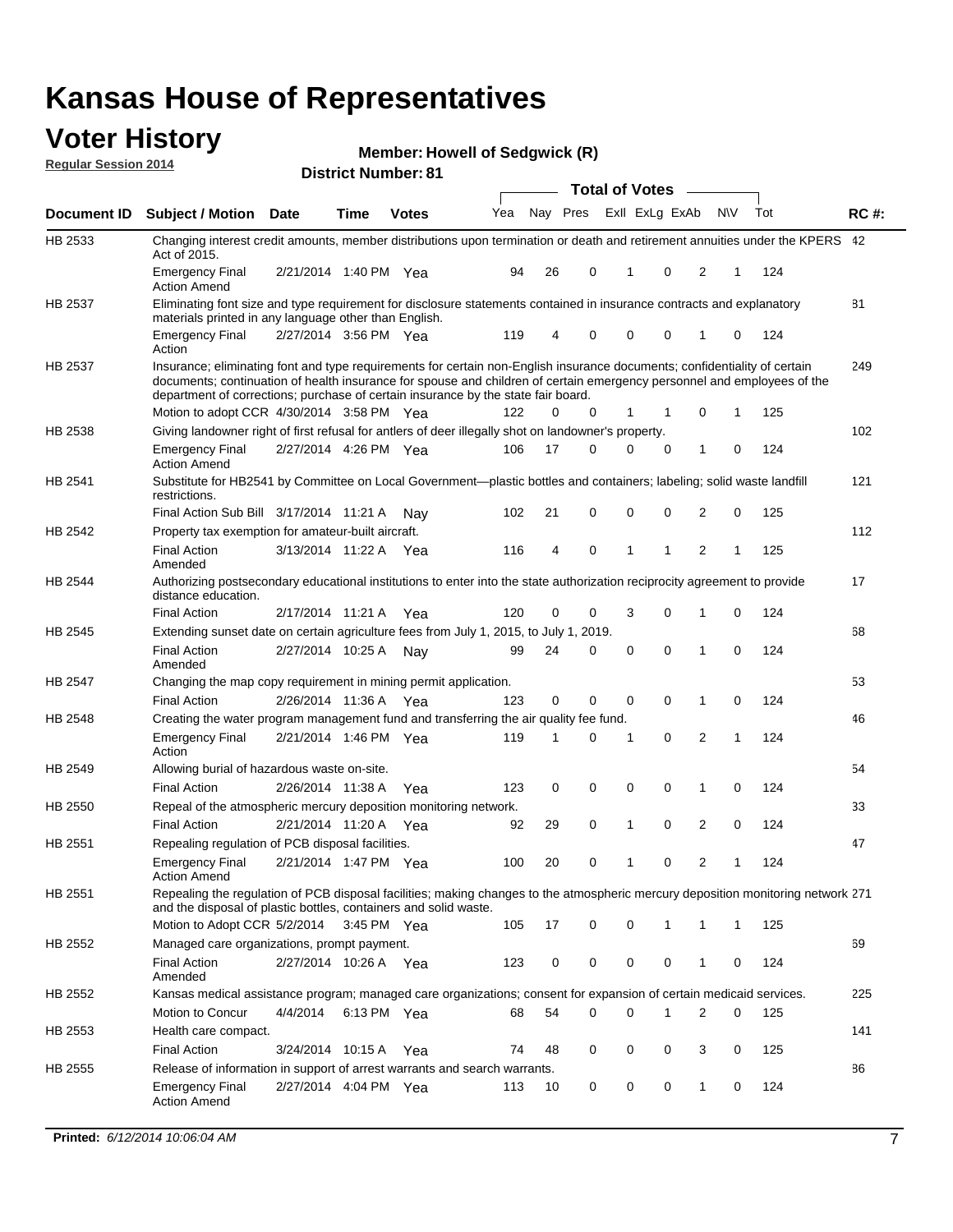# Kansas House of Representatives

## Voter History

**Regular Session 2014**

**Member: Howell of Sedgwick (R)**

**District Number: 81**

| Document ID | Subject / Motion | Date | Time | Votes | Yea | Nay | Pres | ExII | ExLg | ExAb | N\V | Tot | RC #: |
|---|---|---|---|---|---|---|---|---|---|---|---|---|---|
| HB 2533 | Changing interest credit amounts, member distributions upon termination or death and retirement annuities under the KPERS Act of 2015. | | | | | | | | | | | | 42 |
| | Emergency Final Action Amend | 2/21/2014 | 1:40 PM | Yea | 94 | 26 | 0 | 1 | 0 | 2 | 1 | 124 | |
| HB 2537 | Eliminating font size and type requirement for disclosure statements contained in insurance contracts and explanatory materials printed in any language other than English. | | | | | | | | | | | | 81 |
| | Emergency Final Action | 2/27/2014 | 3:56 PM | Yea | 119 | 4 | 0 | 0 | 0 | 1 | 0 | 124 | |
| HB 2537 | Insurance; eliminating font and type requirements for certain non-English insurance documents; confidentiality of certain documents; continuation of health insurance for spouse and children of certain emergency personnel and employees of the department of corrections; purchase of certain insurance by the state fair board. | | | | | | | | | | | | 249 |
| | Motion to adopt CCR | 4/30/2014 | 3:58 PM | Yea | 122 | 0 | 0 | 1 | 1 | 0 | 1 | 125 | |
| HB 2538 | Giving landowner right of first refusal for antlers of deer illegally shot on landowner's property. | | | | | | | | | | | | 102 |
| | Emergency Final Action Amend | 2/27/2014 | 4:26 PM | Yea | 106 | 17 | 0 | 0 | 0 | 1 | 0 | 124 | |
| HB 2541 | Substitute for HB2541 by Committee on Local Government—plastic bottles and containers; labeling; solid waste landfill restrictions. | | | | | | | | | | | | 121 |
| | Final Action Sub Bill | 3/17/2014 | 11:21 A | Nay | 102 | 21 | 0 | 0 | 0 | 2 | 0 | 125 | |
| HB 2542 | Property tax exemption for amateur-built aircraft. | | | | | | | | | | | | 112 |
| | Final Action Amended | 3/13/2014 | 11:22 A | Yea | 116 | 4 | 0 | 1 | 1 | 2 | 1 | 125 | |
| HB 2544 | Authorizing postsecondary educational institutions to enter into the state authorization reciprocity agreement to provide distance education. | | | | | | | | | | | | 17 |
| | Final Action | 2/17/2014 | 11:21 A | Yea | 120 | 0 | 0 | 3 | 0 | 1 | 0 | 124 | |
| HB 2545 | Extending sunset date on certain agriculture fees from July 1, 2015, to July 1, 2019. | | | | | | | | | | | | 68 |
| | Final Action Amended | 2/27/2014 | 10:25 A | Nay | 99 | 24 | 0 | 0 | 0 | 1 | 0 | 124 | |
| HB 2547 | Changing the map copy requirement in mining permit application. | | | | | | | | | | | | 53 |
| | Final Action | 2/26/2014 | 11:36 A | Yea | 123 | 0 | 0 | 0 | 0 | 1 | 0 | 124 | |
| HB 2548 | Creating the water program management fund and transferring the air quality fee fund. | | | | | | | | | | | | 46 |
| | Emergency Final Action | 2/21/2014 | 1:46 PM | Yea | 119 | 1 | 0 | 1 | 0 | 2 | 1 | 124 | |
| HB 2549 | Allowing burial of hazardous waste on-site. | | | | | | | | | | | | 54 |
| | Final Action | 2/26/2014 | 11:38 A | Yea | 123 | 0 | 0 | 0 | 0 | 1 | 0 | 124 | |
| HB 2550 | Repeal of the atmospheric mercury deposition monitoring network. | | | | | | | | | | | | 33 |
| | Final Action | 2/21/2014 | 11:20 A | Yea | 92 | 29 | 0 | 1 | 0 | 2 | 0 | 124 | |
| HB 2551 | Repealing regulation of PCB disposal facilities. | | | | | | | | | | | | 47 |
| | Emergency Final Action Amend | 2/21/2014 | 1:47 PM | Yea | 100 | 20 | 0 | 1 | 0 | 2 | 1 | 124 | |
| HB 2551 | Repealing the regulation of PCB disposal facilities; making changes to the atmospheric mercury deposition monitoring network and the disposal of plastic bottles, containers and solid waste. | | | | | | | | | | | | 271 |
| | Motion to Adopt CCR | 5/2/2014 | 3:45 PM | Yea | 105 | 17 | 0 | 0 | 1 | 1 | 1 | 125 | |
| HB 2552 | Managed care organizations, prompt payment. | | | | | | | | | | | | 69 |
| | Final Action Amended | 2/27/2014 | 10:26 A | Yea | 123 | 0 | 0 | 0 | 0 | 1 | 0 | 124 | |
| HB 2552 | Kansas medical assistance program; managed care organizations; consent for expansion of certain medicaid services. | | | | | | | | | | | | 225 |
| | Motion to Concur | 4/4/2014 | 6:13 PM | Yea | 68 | 54 | 0 | 0 | 1 | 2 | 0 | 125 | |
| HB 2553 | Health care compact. | | | | | | | | | | | | 141 |
| | Final Action | 3/24/2014 | 10:15 A | Yea | 74 | 48 | 0 | 0 | 0 | 3 | 0 | 125 | |
| HB 2555 | Release of information in support of arrest warrants and search warrants. | | | | | | | | | | | | 86 |
| | Emergency Final Action Amend | 2/27/2014 | 4:04 PM | Yea | 113 | 10 | 0 | 0 | 0 | 1 | 0 | 124 | |

**Printed:** *6/12/2014 10:06:04 AM*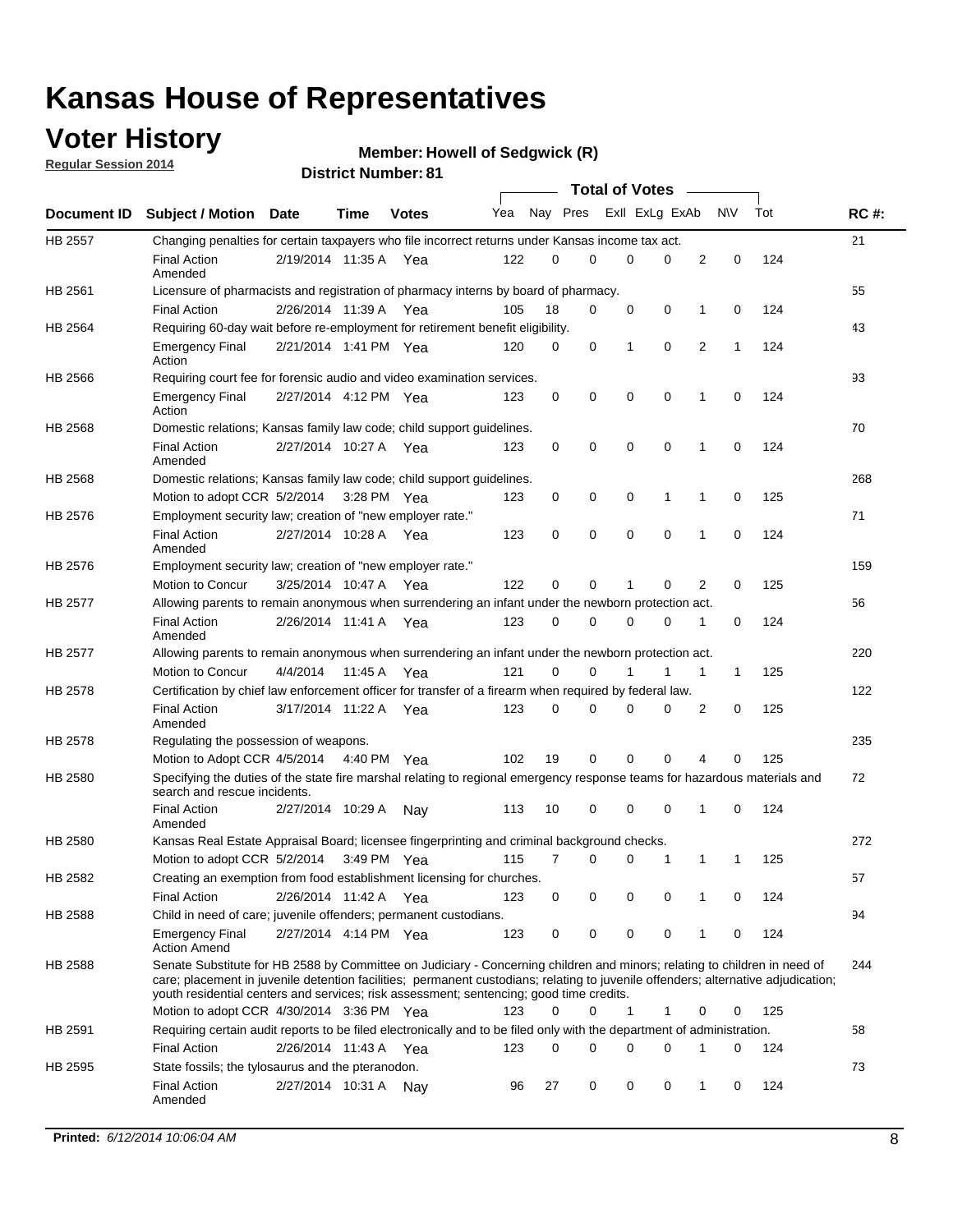# Kansas House of Representatives

## Voter History

**Regular Session 2014**

**Member: Howell of Sedgwick (R)**

**District Number: 81**

| Document ID | Subject / Motion | Date | Time | Votes | Yea | Nay | Pres | ExlI | ExLg | ExAb | N\V | Tot | RC #: |
|---|---|---|---|---|---|---|---|---|---|---|---|---|---|
| HB 2557 | Changing penalties for certain taxpayers who file incorrect returns under Kansas income tax act. | | | | | | | | | | | | 21 |
| | Final Action Amended | 2/19/2014 | 11:35 A | Yea | 122 | 0 | 0 | 0 | 0 | 2 | 0 | 124 | |
| HB 2561 | Licensure of pharmacists and registration of pharmacy interns by board of pharmacy. | | | | | | | | | | | | 55 |
| | Final Action | 2/26/2014 | 11:39 A | Yea | 105 | 18 | 0 | 0 | 0 | 1 | 0 | 124 | |
| HB 2564 | Requiring 60-day wait before re-employment for retirement benefit eligibility. | | | | | | | | | | | | 43 |
| | Emergency Final Action | 2/21/2014 | 1:41 PM | Yea | 120 | 0 | 0 | 1 | 0 | 2 | 1 | 124 | |
| HB 2566 | Requiring court fee for forensic audio and video examination services. | | | | | | | | | | | | 93 |
| | Emergency Final Action | 2/27/2014 | 4:12 PM | Yea | 123 | 0 | 0 | 0 | 0 | 1 | 0 | 124 | |
| HB 2568 | Domestic relations; Kansas family law code; child support guidelines. | | | | | | | | | | | | 70 |
| | Final Action Amended | 2/27/2014 | 10:27 A | Yea | 123 | 0 | 0 | 0 | 0 | 1 | 0 | 124 | |
| HB 2568 | Domestic relations; Kansas family law code; child support guidelines. | | | | | | | | | | | | 268 |
| | Motion to adopt CCR | 5/2/2014 | 3:28 PM | Yea | 123 | 0 | 0 | 0 | 1 | 1 | 0 | 125 | |
| HB 2576 | Employment security law; creation of "new employer rate." | | | | | | | | | | | | 71 |
| | Final Action Amended | 2/27/2014 | 10:28 A | Yea | 123 | 0 | 0 | 0 | 0 | 1 | 0 | 124 | |
| HB 2576 | Employment security law; creation of "new employer rate." | | | | | | | | | | | | 159 |
| | Motion to Concur | 3/25/2014 | 10:47 A | Yea | 122 | 0 | 0 | 1 | 0 | 2 | 0 | 125 | |
| HB 2577 | Allowing parents to remain anonymous when surrendering an infant under the newborn protection act. | | | | | | | | | | | | 56 |
| | Final Action Amended | 2/26/2014 | 11:41 A | Yea | 123 | 0 | 0 | 0 | 0 | 1 | 0 | 124 | |
| HB 2577 | Allowing parents to remain anonymous when surrendering an infant under the newborn protection act. | | | | | | | | | | | | 220 |
| | Motion to Concur | 4/4/2014 | 11:45 A | Yea | 121 | 0 | 0 | 1 | 1 | 1 | 1 | 125 | |
| HB 2578 | Certification by chief law enforcement officer for transfer of a firearm when required by federal law. | | | | | | | | | | | | 122 |
| | Final Action Amended | 3/17/2014 | 11:22 A | Yea | 123 | 0 | 0 | 0 | 0 | 2 | 0 | 125 | |
| HB 2578 | Regulating the possession of weapons. | | | | | | | | | | | | 235 |
| | Motion to Adopt CCR | 4/5/2014 | 4:40 PM | Yea | 102 | 19 | 0 | 0 | 0 | 4 | 0 | 125 | |
| HB 2580 | Specifying the duties of the state fire marshal relating to regional emergency response teams for hazardous materials and search and rescue incidents. | | | | | | | | | | | | 72 |
| | Final Action Amended | 2/27/2014 | 10:29 A | Nay | 113 | 10 | 0 | 0 | 0 | 1 | 0 | 124 | |
| HB 2580 | Kansas Real Estate Appraisal Board; licensee fingerprinting and criminal background checks. | | | | | | | | | | | | 272 |
| | Motion to adopt CCR | 5/2/2014 | 3:49 PM | Yea | 115 | 7 | 0 | 0 | 1 | 1 | 1 | 125 | |
| HB 2582 | Creating an exemption from food establishment licensing for churches. | | | | | | | | | | | | 57 |
| | Final Action | 2/26/2014 | 11:42 A | Yea | 123 | 0 | 0 | 0 | 0 | 1 | 0 | 124 | |
| HB 2588 | Child in need of care; juvenile offenders; permanent custodians. | | | | | | | | | | | | 94 |
| | Emergency Final Action Amend | 2/27/2014 | 4:14 PM | Yea | 123 | 0 | 0 | 0 | 0 | 1 | 0 | 124 | |
| HB 2588 | Senate Substitute for HB 2588 by Committee on Judiciary - Concerning children and minors; relating to children in need of care; placement in juvenile detention facilities; permanent custodians; relating to juvenile offenders; alternative adjudication; youth residential centers and services; risk assessment; sentencing; good time credits. | | | | | | | | | | | | 244 |
| | Motion to adopt CCR | 4/30/2014 | 3:36 PM | Yea | 123 | 0 | 0 | 1 | 1 | 0 | 0 | 125 | |
| HB 2591 | Requiring certain audit reports to be filed electronically and to be filed only with the department of administration. | | | | | | | | | | | | 58 |
| | Final Action | 2/26/2014 | 11:43 A | Yea | 123 | 0 | 0 | 0 | 0 | 1 | 0 | 124 | |
| HB 2595 | State fossils; the tylosaurus and the pteranodon. | | | | | | | | | | | | 73 |
| | Final Action Amended | 2/27/2014 | 10:31 A | Nay | 96 | 27 | 0 | 0 | 0 | 1 | 0 | 124 | |

**Printed:** *6/12/2014 10:06:04 AM*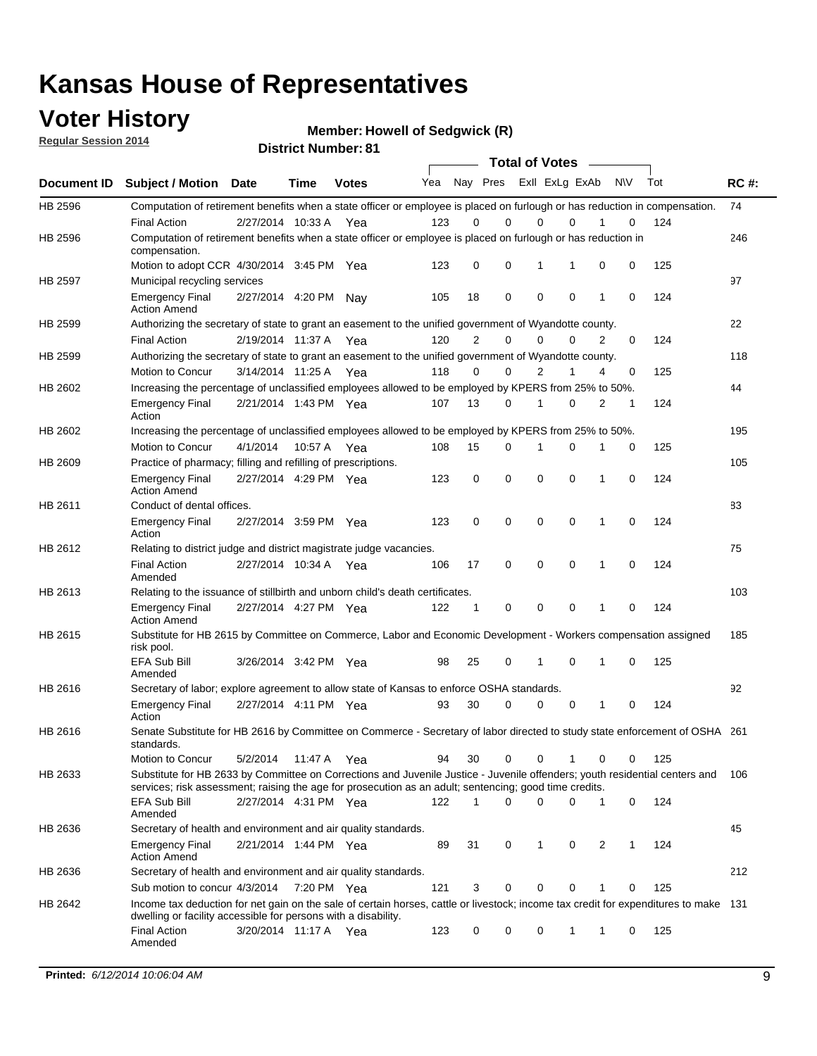# Kansas House of Representatives

## Voter History

**Regular Session 2014**

**Member: Howell of Sedgwick (R)**

**District Number: 81**

| Document ID | Subject / Motion | Date | Time | Votes | Yea | Nay | Pres | ExlI | ExLg | ExAb | N\V | Tot | RC #: |
|---|---|---|---|---|---|---|---|---|---|---|---|---|---|
| HB 2596 | Computation of retirement benefits when a state officer or employee is placed on furlough or has reduction in compensation. | | | | | | | | | | | | 74 |
| | Final Action | 2/27/2014 | 10:33 A | Yea | 123 | 0 | 0 | 0 | 0 | 1 | 0 | 124 | |
| HB 2596 | Computation of retirement benefits when a state officer or employee is placed on furlough or has reduction in compensation. | | | | | | | | | | | | 246 |
| | Motion to adopt CCR | 4/30/2014 | 3:45 PM | Yea | 123 | 0 | 0 | 1 | 1 | 0 | 0 | 125 | |
| HB 2597 | Municipal recycling services | | | | | | | | | | | | 97 |
| | Emergency Final Action Amend | 2/27/2014 | 4:20 PM | Nay | 105 | 18 | 0 | 0 | 0 | 1 | 0 | 124 | |
| HB 2599 | Authorizing the secretary of state to grant an easement to the unified government of Wyandotte county. | | | | | | | | | | | | 22 |
| | Final Action | 2/19/2014 | 11:37 A | Yea | 120 | 2 | 0 | 0 | 0 | 2 | 0 | 124 | |
| HB 2599 | Authorizing the secretary of state to grant an easement to the unified government of Wyandotte county. | | | | | | | | | | | | 118 |
| | Motion to Concur | 3/14/2014 | 11:25 A | Yea | 118 | 0 | 0 | 2 | 1 | 4 | 0 | 125 | |
| HB 2602 | Increasing the percentage of unclassified employees allowed to be employed by KPERS from 25% to 50%. | | | | | | | | | | | | 44 |
| | Emergency Final Action | 2/21/2014 | 1:43 PM | Yea | 107 | 13 | 0 | 1 | 0 | 2 | 1 | 124 | |
| HB 2602 | Increasing the percentage of unclassified employees allowed to be employed by KPERS from 25% to 50%. | | | | | | | | | | | | 195 |
| | Motion to Concur | 4/1/2014 | 10:57 A | Yea | 108 | 15 | 0 | 1 | 0 | 1 | 0 | 125 | |
| HB 2609 | Practice of pharmacy; filling and refilling of prescriptions. | | | | | | | | | | | | 105 |
| | Emergency Final Action Amend | 2/27/2014 | 4:29 PM | Yea | 123 | 0 | 0 | 0 | 0 | 1 | 0 | 124 | |
| HB 2611 | Conduct of dental offices. | | | | | | | | | | | | 83 |
| | Emergency Final Action | 2/27/2014 | 3:59 PM | Yea | 123 | 0 | 0 | 0 | 0 | 1 | 0 | 124 | |
| HB 2612 | Relating to district judge and district magistrate judge vacancies. | | | | | | | | | | | | 75 |
| | Final Action Amended | 2/27/2014 | 10:34 A | Yea | 106 | 17 | 0 | 0 | 0 | 1 | 0 | 124 | |
| HB 2613 | Relating to the issuance of stillbirth and unborn child's death certificates. | | | | | | | | | | | | 103 |
| | Emergency Final Action Amend | 2/27/2014 | 4:27 PM | Yea | 122 | 1 | 0 | 0 | 0 | 1 | 0 | 124 | |
| HB 2615 | Substitute for HB 2615 by Committee on Commerce, Labor and Economic Development - Workers compensation assigned risk pool. | | | | | | | | | | | | 185 |
| | EFA Sub Bill Amended | 3/26/2014 | 3:42 PM | Yea | 98 | 25 | 0 | 1 | 0 | 1 | 0 | 125 | |
| HB 2616 | Secretary of labor; explore agreement to allow state of Kansas to enforce OSHA standards. | | | | | | | | | | | | 92 |
| | Emergency Final Action | 2/27/2014 | 4:11 PM | Yea | 93 | 30 | 0 | 0 | 0 | 1 | 0 | 124 | |
| HB 2616 | Senate Substitute for HB 2616 by Committee on Commerce - Secretary of labor directed to study state enforcement of OSHA standards. | | | | | | | | | | | | 261 |
| | Motion to Concur | 5/2/2014 | 11:47 A | Yea | 94 | 30 | 0 | 0 | 1 | 0 | 0 | 125 | |
| HB 2633 | Substitute for HB 2633 by Committee on Corrections and Juvenile Justice - Juvenile offenders; youth residential centers and services; risk assessment; raising the age for prosecution as an adult; sentencing; good time credits. | | | | | | | | | | | | 106 |
| | EFA Sub Bill Amended | 2/27/2014 | 4:31 PM | Yea | 122 | 1 | 0 | 0 | 0 | 1 | 0 | 124 | |
| HB 2636 | Secretary of health and environment and air quality standards. | | | | | | | | | | | | 45 |
| | Emergency Final Action Amend | 2/21/2014 | 1:44 PM | Yea | 89 | 31 | 0 | 1 | 0 | 2 | 1 | 124 | |
| HB 2636 | Secretary of health and environment and air quality standards. | | | | | | | | | | | | 212 |
| | Sub motion to concur | 4/3/2014 | 7:20 PM | Yea | 121 | 3 | 0 | 0 | 0 | 1 | 0 | 125 | |
| HB 2642 | Income tax deduction for net gain on the sale of certain horses, cattle or livestock; income tax credit for expenditures to make dwelling or facility accessible for persons with a disability. | | | | | | | | | | | | 131 |
| | Final Action Amended | 3/20/2014 | 11:17 A | Yea | 123 | 0 | 0 | 0 | 1 | 1 | 0 | 125 | |

**Printed:** *6/12/2014 10:06:04 AM*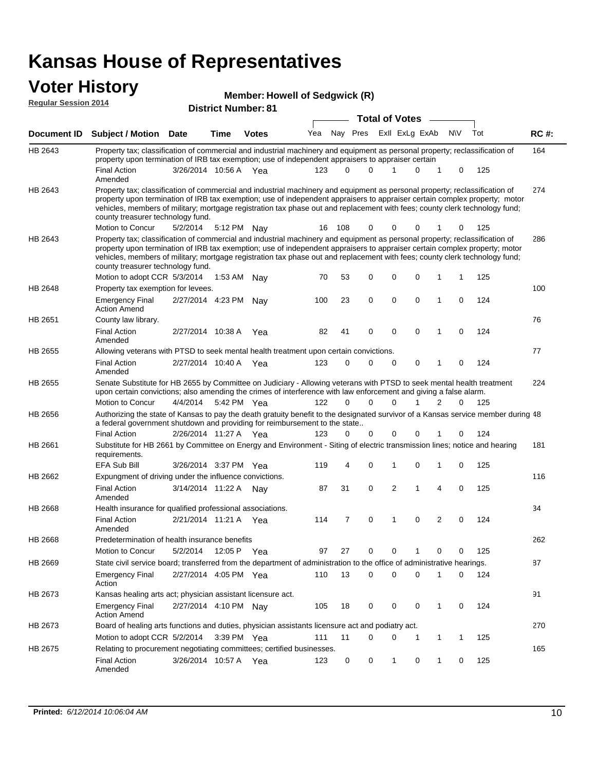# Kansas House of Representatives

## Voter History

**Regular Session 2014**

**Member: Howell of Sedgwick (R)**

**District Number: 81**

| Document ID | Subject / Motion | Date | Time | Votes | Yea | Nay | Pres | ExII | ExLg | ExAb | N\V | Tot | RC #: |
|---|---|---|---|---|---|---|---|---|---|---|---|---|---|
| HB 2643 | Property tax; classification of commercial and industrial machinery and equipment as personal property; reclassification of property upon termination of IRB tax exemption; use of independent appraisers to appraiser certain | | | | | | | | | | | | 164 |
| | Final Action Amended | 3/26/2014 | 10:56 A | Yea | 123 | 0 | 0 | 1 | 0 | 1 | 0 | 125 | |
| HB 2643 | Property tax; classification of commercial and industrial machinery and equipment as personal property; reclassification of property upon termination of IRB tax exemption; use of independent appraisers to appraiser certain complex property; motor vehicles, members of military; mortgage registration tax phase out and replacement with fees; county clerk technology fund; county treasurer technology fund. | | | | | | | | | | | | 274 |
| | Motion to Concur | 5/2/2014 | 5:12 PM | Nay | 16 | 108 | 0 | 0 | 0 | 1 | 0 | 125 | |
| HB 2643 | Property tax; classification of commercial and industrial machinery and equipment as personal property; reclassification of property upon termination of IRB tax exemption; use of independent appraisers to appraiser certain complex property; motor vehicles, members of military; mortgage registration tax phase out and replacement with fees; county clerk technology fund; county treasurer technology fund. | | | | | | | | | | | | 286 |
| | Motion to adopt CCR | 5/3/2014 | 1:53 AM | Nay | 70 | 53 | 0 | 0 | 0 | 1 | 1 | 125 | |
| HB 2648 | Property tax exemption for levees. | | | | | | | | | | | | 100 |
| | Emergency Final Action Amend | 2/27/2014 | 4:23 PM | Nay | 100 | 23 | 0 | 0 | 0 | 1 | 0 | 124 | |
| HB 2651 | County law library. | | | | | | | | | | | | 76 |
| | Final Action Amended | 2/27/2014 | 10:38 A | Yea | 82 | 41 | 0 | 0 | 0 | 1 | 0 | 124 | |
| HB 2655 | Allowing veterans with PTSD to seek mental health treatment upon certain convictions. | | | | | | | | | | | | 77 |
| | Final Action Amended | 2/27/2014 | 10:40 A | Yea | 123 | 0 | 0 | 0 | 0 | 1 | 0 | 124 | |
| HB 2655 | Senate Substitute for HB 2655 by Committee on Judiciary - Allowing veterans with PTSD to seek mental health treatment upon certain convictions; also amending the crimes of interference with law enforcement and giving a false alarm. | | | | | | | | | | | | 224 |
| | Motion to Concur | 4/4/2014 | 5:42 PM | Yea | 122 | 0 | 0 | 0 | 1 | 2 | 0 | 125 | |
| HB 2656 | Authorizing the state of Kansas to pay the death gratuity benefit to the designated survivor of a Kansas service member during a federal government shutdown and providing for reimbursement to the state.. | | | | | | | | | | | | 48 |
| | Final Action | 2/26/2014 | 11:27 A | Yea | 123 | 0 | 0 | 0 | 0 | 1 | 0 | 124 | |
| HB 2661 | Substitute for HB 2661 by Committee on Energy and Environment - Siting of electric transmission lines; notice and hearing requirements. | | | | | | | | | | | | 181 |
| | EFA Sub Bill | 3/26/2014 | 3:37 PM | Yea | 119 | 4 | 0 | 1 | 0 | 1 | 0 | 125 | |
| HB 2662 | Expungment of driving under the influence convictions. | | | | | | | | | | | | 116 |
| | Final Action Amended | 3/14/2014 | 11:22 A | Nay | 87 | 31 | 0 | 2 | 1 | 4 | 0 | 125 | |
| HB 2668 | Health insurance for qualified professional associations. | | | | | | | | | | | | 34 |
| | Final Action Amended | 2/21/2014 | 11:21 A | Yea | 114 | 7 | 0 | 1 | 0 | 2 | 0 | 124 | |
| HB 2668 | Predetermination of health insurance benefits | | | | | | | | | | | | 262 |
| | Motion to Concur | 5/2/2014 | 12:05 P | Yea | 97 | 27 | 0 | 0 | 1 | 0 | 0 | 125 | |
| HB 2669 | State civil service board; transferred from the department of administration to the office of administrative hearings. | | | | | | | | | | | | 87 |
| | Emergency Final Action | 2/27/2014 | 4:05 PM | Yea | 110 | 13 | 0 | 0 | 0 | 1 | 0 | 124 | |
| HB 2673 | Kansas healing arts act; physician assistant licensure act. | | | | | | | | | | | | 91 |
| | Emergency Final Action Amend | 2/27/2014 | 4:10 PM | Nay | 105 | 18 | 0 | 0 | 0 | 1 | 0 | 124 | |
| HB 2673 | Board of healing arts functions and duties, physician assistants licensure act and podiatry act. | | | | | | | | | | | | 270 |
| | Motion to adopt CCR | 5/2/2014 | 3:39 PM | Yea | 111 | 11 | 0 | 0 | 1 | 1 | 1 | 125 | |
| HB 2675 | Relating to procurement negotiating committees; certified businesses. | | | | | | | | | | | | 165 |
| | Final Action Amended | 3/26/2014 | 10:57 A | Yea | 123 | 0 | 0 | 1 | 0 | 1 | 0 | 125 | |

**Printed:** *6/12/2014 10:06:04 AM*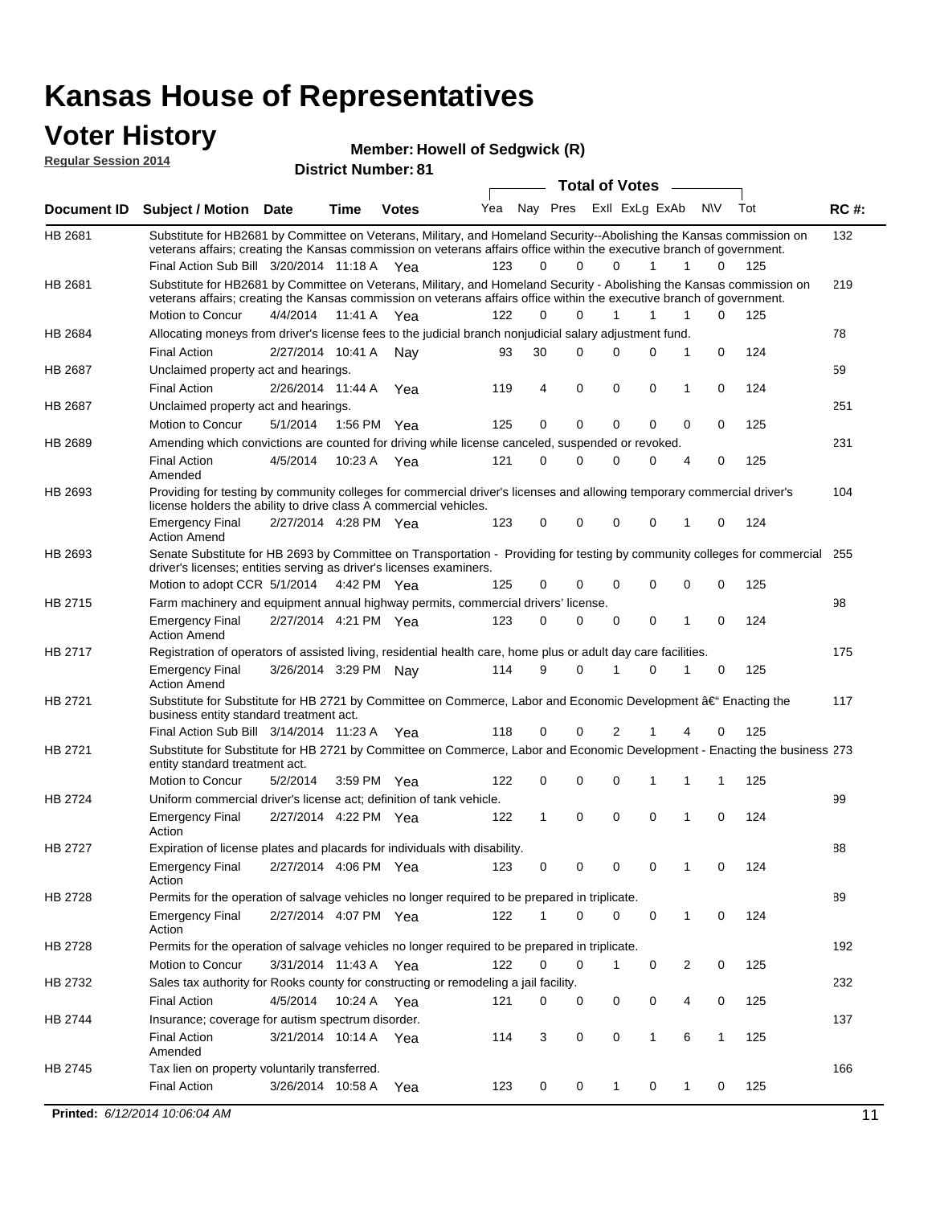# Kansas House of Representatives

## Voter History

**Regular Session 2014**

**Member: Howell of Sedgwick (R)**

**District Number: 81**

| Document ID | Subject / Motion | Date | Time | Votes | Yea | Nay | Pres | ExII | ExLg | ExAb | N\V | Tot | RC #: |
|---|---|---|---|---|---|---|---|---|---|---|---|---|---|
| HB 2681 | Substitute for HB2681 by Committee on Veterans, Military, and Homeland Security--Abolishing the Kansas commission on veterans affairs; creating the Kansas commission on veterans affairs office within the executive branch of government. | | | | | | | | | | | | 132 |
| | Final Action Sub Bill | 3/20/2014 | 11:18 A | Yea | 123 | 0 | 0 | 0 | 1 | 1 | 0 | 125 | |
| HB 2681 | Substitute for HB2681 by Committee on Veterans, Military, and Homeland Security - Abolishing the Kansas commission on veterans affairs; creating the Kansas commission on veterans affairs office within the executive branch of government. | | | | | | | | | | | | 219 |
| | Motion to Concur | 4/4/2014 | 11:41 A | Yea | 122 | 0 | 0 | 1 | 1 | 1 | 0 | 125 | |
| HB 2684 | Allocating moneys from driver's license fees to the judicial branch nonjudicial salary adjustment fund. | | | | | | | | | | | | 78 |
| | Final Action | 2/27/2014 | 10:41 A | Nay | 93 | 30 | 0 | 0 | 0 | 1 | 0 | 124 | |
| HB 2687 | Unclaimed property act and hearings. | | | | | | | | | | | | 59 |
| | Final Action | 2/26/2014 | 11:44 A | Yea | 119 | 4 | 0 | 0 | 0 | 1 | 0 | 124 | |
| HB 2687 | Unclaimed property act and hearings. | | | | | | | | | | | | 251 |
| | Motion to Concur | 5/1/2014 | 1:56 PM | Yea | 125 | 0 | 0 | 0 | 0 | 0 | 0 | 125 | |
| HB 2689 | Amending which convictions are counted for driving while license canceled, suspended or revoked. | | | | | | | | | | | | 231 |
| | Final Action Amended | 4/5/2014 | 10:23 A | Yea | 121 | 0 | 0 | 0 | 0 | 4 | 0 | 125 | |
| HB 2693 | Providing for testing by community colleges for commercial driver's licenses and allowing temporary commercial driver's license holders the ability to drive class A commercial vehicles. | | | | | | | | | | | | 104 |
| | Emergency Final Action Amend | 2/27/2014 | 4:28 PM | Yea | 123 | 0 | 0 | 0 | 0 | 1 | 0 | 124 | |
| HB 2693 | Senate Substitute for HB 2693 by Committee on Transportation - Providing for testing by community colleges for commercial driver's licenses; entities serving as driver's licenses examiners. | | | | | | | | | | | | 255 |
| | Motion to adopt CCR | 5/1/2014 | 4:42 PM | Yea | 125 | 0 | 0 | 0 | 0 | 0 | 0 | 125 | |
| HB 2715 | Farm machinery and equipment annual highway permits, commercial drivers' license. | | | | | | | | | | | | 98 |
| | Emergency Final Action Amend | 2/27/2014 | 4:21 PM | Yea | 123 | 0 | 0 | 0 | 0 | 1 | 0 | 124 | |
| HB 2717 | Registration of operators of assisted living, residential health care, home plus or adult day care facilities. | | | | | | | | | | | | 175 |
| | Emergency Final Action Amend | 3/26/2014 | 3:29 PM | Nay | 114 | 9 | 0 | 1 | 0 | 1 | 0 | 125 | |
| HB 2721 | Substitute for Substitute for HB 2721 by Committee on Commerce, Labor and Economic Development â€" Enacting the business entity standard treatment act. | | | | | | | | | | | | 117 |
| | Final Action Sub Bill | 3/14/2014 | 11:23 A | Yea | 118 | 0 | 0 | 2 | 1 | 4 | 0 | 125 | |
| HB 2721 | Substitute for Substitute for HB 2721 by Committee on Commerce, Labor and Economic Development - Enacting the business entity standard treatment act. | | | | | | | | | | | | 273 |
| | Motion to Concur | 5/2/2014 | 3:59 PM | Yea | 122 | 0 | 0 | 0 | 1 | 1 | 1 | 125 | |
| HB 2724 | Uniform commercial driver's license act; definition of tank vehicle. | | | | | | | | | | | | 99 |
| | Emergency Final Action | 2/27/2014 | 4:22 PM | Yea | 122 | 1 | 0 | 0 | 0 | 1 | 0 | 124 | |
| HB 2727 | Expiration of license plates and placards for individuals with disability. | | | | | | | | | | | | 88 |
| | Emergency Final Action | 2/27/2014 | 4:06 PM | Yea | 123 | 0 | 0 | 0 | 0 | 1 | 0 | 124 | |
| HB 2728 | Permits for the operation of salvage vehicles no longer required to be prepared in triplicate. | | | | | | | | | | | | 89 |
| | Emergency Final Action | 2/27/2014 | 4:07 PM | Yea | 122 | 1 | 0 | 0 | 0 | 1 | 0 | 124 | |
| HB 2728 | Permits for the operation of salvage vehicles no longer required to be prepared in triplicate. | | | | | | | | | | | | 192 |
| | Motion to Concur | 3/31/2014 | 11:43 A | Yea | 122 | 0 | 0 | 1 | 0 | 2 | 0 | 125 | |
| HB 2732 | Sales tax authority for Rooks county for constructing or remodeling a jail facility. | | | | | | | | | | | | 232 |
| | Final Action | 4/5/2014 | 10:24 A | Yea | 121 | 0 | 0 | 0 | 0 | 4 | 0 | 125 | |
| HB 2744 | Insurance; coverage for autism spectrum disorder. | | | | | | | | | | | | 137 |
| | Final Action Amended | 3/21/2014 | 10:14 A | Yea | 114 | 3 | 0 | 0 | 1 | 6 | 1 | 125 | |
| HB 2745 | Tax lien on property voluntarily transferred. | | | | | | | | | | | | 166 |
| | Final Action | 3/26/2014 | 10:58 A | Yea | 123 | 0 | 0 | 1 | 0 | 1 | 0 | 125 | |

**Printed:** *6/12/2014 10:06:04 AM*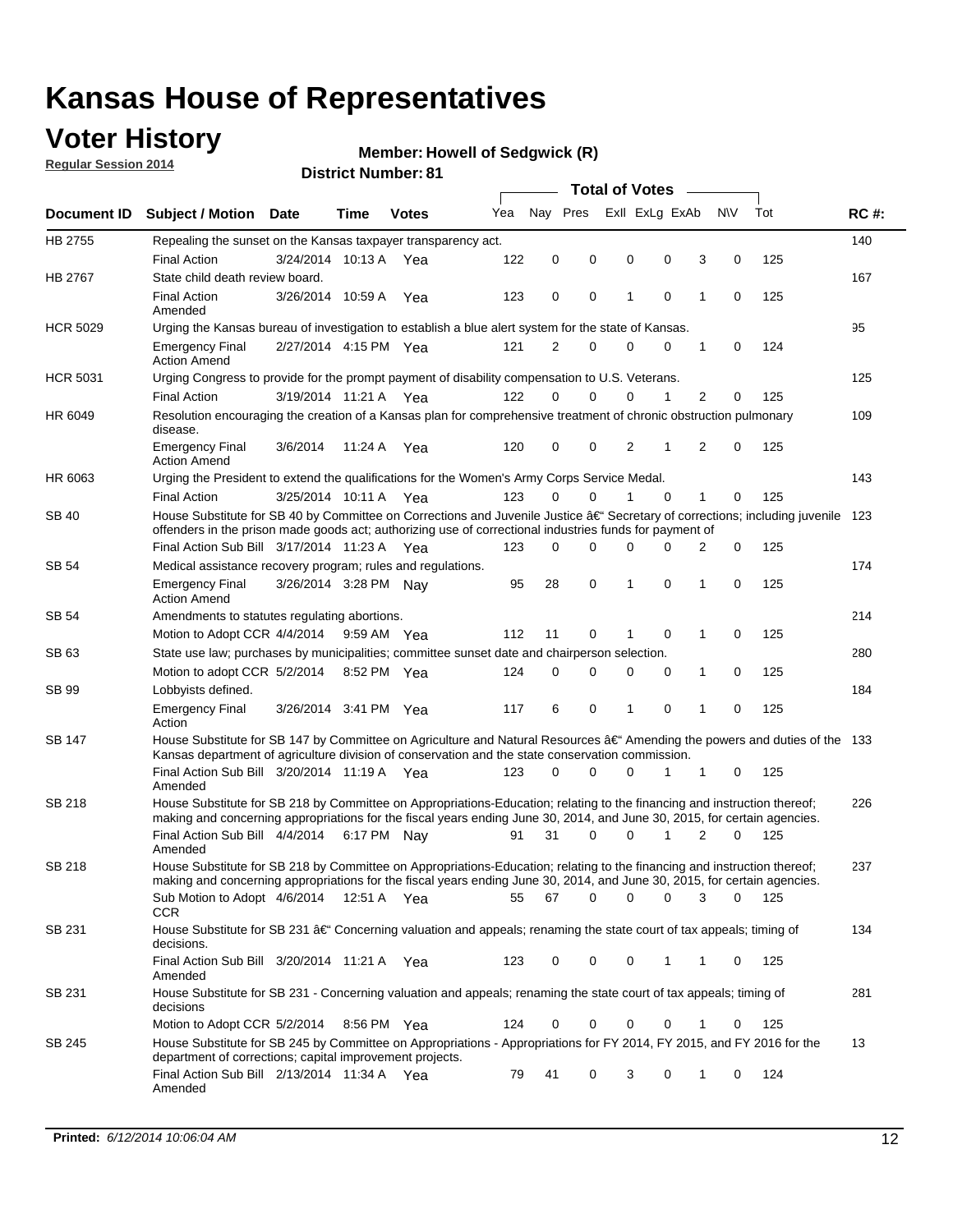# Kansas House of Representatives

## Voter History

**Regular Session 2014**

**Member: Howell of Sedgwick (R)**

**District Number: 81**

| Document ID | Subject / Motion | Date | Time | Votes | Yea | Nay | Pres | ExII | ExLg | ExAb | N\V | Tot | RC #: |
|---|---|---|---|---|---|---|---|---|---|---|---|---|---|
| HB 2755 | Repealing the sunset on the Kansas taxpayer transparency act. | | | | | | | | | | | | 140 |
| | Final Action | 3/24/2014 | 10:13 A | Yea | 122 | 0 | 0 | 0 | 0 | 3 | 0 | 125 | |
| HB 2767 | State child death review board. | | | | | | | | | | | | 167 |
| | Final Action Amended | 3/26/2014 | 10:59 A | Yea | 123 | 0 | 0 | 1 | 0 | 1 | 0 | 125 | |
| HCR 5029 | Urging the Kansas bureau of investigation to establish a blue alert system for the state of Kansas. | | | | | | | | | | | | 95 |
| | Emergency Final Action Amend | 2/27/2014 | 4:15 PM | Yea | 121 | 2 | 0 | 0 | 0 | 1 | 0 | 124 | |
| HCR 5031 | Urging Congress to provide for the prompt payment of disability compensation to U.S. Veterans. | | | | | | | | | | | | 125 |
| | Final Action | 3/19/2014 | 11:21 A | Yea | 122 | 0 | 0 | 0 | 1 | 2 | 0 | 125 | |
| HR 6049 | Resolution encouraging the creation of a Kansas plan for comprehensive treatment of chronic obstruction pulmonary disease. | | | | | | | | | | | | 109 |
| | Emergency Final Action Amend | 3/6/2014 | 11:24 A | Yea | 120 | 0 | 0 | 2 | 1 | 2 | 0 | 125 | |
| HR 6063 | Urging the President to extend the qualifications for the Women's Army Corps Service Medal. | | | | | | | | | | | | 143 |
| | Final Action | 3/25/2014 | 10:11 A | Yea | 123 | 0 | 0 | 1 | 0 | 1 | 0 | 125 | |
| SB 40 | House Substitute for SB 40 by Committee on Corrections and Juvenile Justice â€" Secretary of corrections; including juvenile offenders in the prison made goods act; authorizing use of correctional industries funds for payment of | | | | | | | | | | | | 123 |
| | Final Action Sub Bill | 3/17/2014 | 11:23 A | Yea | 123 | 0 | 0 | 0 | 0 | 2 | 0 | 125 | |
| SB 54 | Medical assistance recovery program; rules and regulations. | | | | | | | | | | | | 174 |
| | Emergency Final Action Amend | 3/26/2014 | 3:28 PM | Nay | 95 | 28 | 0 | 1 | 0 | 1 | 0 | 125 | |
| SB 54 | Amendments to statutes regulating abortions. | | | | | | | | | | | | 214 |
| | Motion to Adopt CCR | 4/4/2014 | 9:59 AM | Yea | 112 | 11 | 0 | 1 | 0 | 1 | 0 | 125 | |
| SB 63 | State use law; purchases by municipalities; committee sunset date and chairperson selection. | | | | | | | | | | | | 280 |
| | Motion to adopt CCR | 5/2/2014 | 8:52 PM | Yea | 124 | 0 | 0 | 0 | 0 | 1 | 0 | 125 | |
| SB 99 | Lobbyists defined. | | | | | | | | | | | | 184 |
| | Emergency Final Action | 3/26/2014 | 3:41 PM | Yea | 117 | 6 | 0 | 1 | 0 | 1 | 0 | 125 | |
| SB 147 | House Substitute for SB 147 by Committee on Agriculture and Natural Resources â€" Amending the powers and duties of the Kansas department of agriculture division of conservation and the state conservation commission. | | | | | | | | | | | | 133 |
| | Final Action Sub Bill Amended | 3/20/2014 | 11:19 A | Yea | 123 | 0 | 0 | 0 | 1 | 1 | 0 | 125 | |
| SB 218 | House Substitute for SB 218 by Committee on Appropriations-Education; relating to the financing and instruction thereof; making and concerning appropriations for the fiscal years ending June 30, 2014, and June 30, 2015, for certain agencies. | | | | | | | | | | | | 226 |
| | Final Action Sub Bill Amended | 4/4/2014 | 6:17 PM | Nay | 91 | 31 | 0 | 0 | 1 | 2 | 0 | 125 | |
| SB 218 | House Substitute for SB 218 by Committee on Appropriations-Education; relating to the financing and instruction thereof; making and concerning appropriations for the fiscal years ending June 30, 2014, and June 30, 2015, for certain agencies. | | | | | | | | | | | | 237 |
| | Sub Motion to Adopt CCR | 4/6/2014 | 12:51 A | Yea | 55 | 67 | 0 | 0 | 0 | 3 | 0 | 125 | |
| SB 231 | House Substitute for SB 231 â€" Concerning valuation and appeals; renaming the state court of tax appeals; timing of decisions. | | | | | | | | | | | | 134 |
| | Final Action Sub Bill Amended | 3/20/2014 | 11:21 A | Yea | 123 | 0 | 0 | 0 | 1 | 1 | 0 | 125 | |
| SB 231 | House Substitute for SB 231 - Concerning valuation and appeals; renaming the state court of tax appeals; timing of decisions | | | | | | | | | | | | 281 |
| | Motion to Adopt CCR | 5/2/2014 | 8:56 PM | Yea | 124 | 0 | 0 | 0 | 0 | 1 | 0 | 125 | |
| SB 245 | House Substitute for SB 245 by Committee on Appropriations - Appropriations for FY 2014, FY 2015, and FY 2016 for the department of corrections; capital improvement projects. | | | | | | | | | | | | 13 |
| | Final Action Sub Bill Amended | 2/13/2014 | 11:34 A | Yea | 79 | 41 | 0 | 3 | 0 | 1 | 0 | 124 | |

**Printed:** *6/12/2014 10:06:04 AM*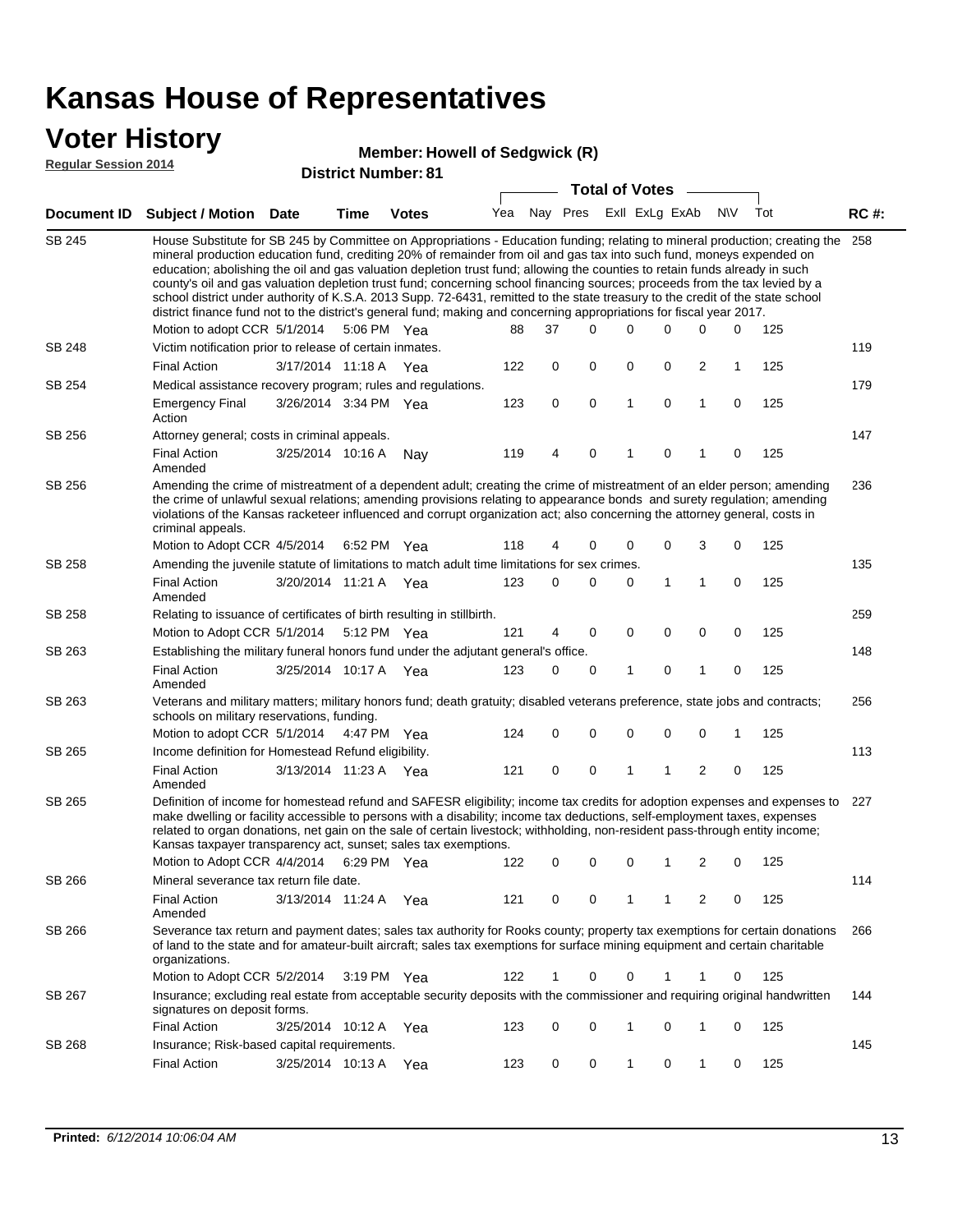# Kansas House of Representatives

## Voter History

**Regular Session 2014**

**Member: Howell of Sedgwick (R)**

**District Number: 81**

| Document ID | Subject / Motion | Date | Time | Votes | Yea | Nay | Pres | ExII | ExLg | ExAb | N\V | Tot | RC #: |
|---|---|---|---|---|---|---|---|---|---|---|---|---|---|
| SB 245 | House Substitute for SB 245 by Committee on Appropriations - Education funding; relating to mineral production; creating the mineral production education fund, crediting 20% of remainder from oil and gas tax into such fund, moneys expended on education; abolishing the oil and gas valuation depletion trust fund; allowing the counties to retain funds already in such county's oil and gas valuation depletion trust fund; concerning school financing sources; proceeds from the tax levied by a school district under authority of K.S.A. 2013 Supp. 72-6431, remitted to the state treasury to the credit of the state school district finance fund not to the district's general fund; making and concerning appropriations for fiscal year 2017. | | | | | | | | | | | | 258 |
| | Motion to adopt CCR | 5/1/2014 | 5:06 PM | Yea | 88 | 37 | 0 | 0 | 0 | 0 | 0 | 125 | |
| SB 248 | Victim notification prior to release of certain inmates. | | | | | | | | | | | | 119 |
| | Final Action | 3/17/2014 | 11:18 A | Yea | 122 | 0 | 0 | 0 | 0 | 2 | 1 | 125 | |
| SB 254 | Medical assistance recovery program; rules and regulations. | | | | | | | | | | | | 179 |
| | Emergency Final Action | 3/26/2014 | 3:34 PM | Yea | 123 | 0 | 0 | 1 | 0 | 1 | 0 | 125 | |
| SB 256 | Attorney general; costs in criminal appeals. | | | | | | | | | | | | 147 |
| | Final Action Amended | 3/25/2014 | 10:16 A | Nay | 119 | 4 | 0 | 1 | 0 | 1 | 0 | 125 | |
| SB 256 | Amending the crime of mistreatment of a dependent adult; creating the crime of mistreatment of an elder person; amending the crime of unlawful sexual relations; amending provisions relating to appearance bonds and surety regulation; amending violations of the Kansas racketeer influenced and corrupt organization act; also concerning the attorney general, costs in criminal appeals. | | | | | | | | | | | | 236 |
| | Motion to Adopt CCR | 4/5/2014 | 6:52 PM | Yea | 118 | 4 | 0 | 0 | 0 | 3 | 0 | 125 | |
| SB 258 | Amending the juvenile statute of limitations to match adult time limitations for sex crimes. | | | | | | | | | | | | 135 |
| | Final Action Amended | 3/20/2014 | 11:21 A | Yea | 123 | 0 | 0 | 0 | 1 | 1 | 0 | 125 | |
| SB 258 | Relating to issuance of certificates of birth resulting in stillbirth. | | | | | | | | | | | | 259 |
| | Motion to Adopt CCR | 5/1/2014 | 5:12 PM | Yea | 121 | 4 | 0 | 0 | 0 | 0 | 0 | 125 | |
| SB 263 | Establishing the military funeral honors fund under the adjutant general's office. | | | | | | | | | | | | 148 |
| | Final Action Amended | 3/25/2014 | 10:17 A | Yea | 123 | 0 | 0 | 1 | 0 | 1 | 0 | 125 | |
| SB 263 | Veterans and military matters; military honors fund; death gratuity; disabled veterans preference, state jobs and contracts; schools on military reservations, funding. | | | | | | | | | | | | 256 |
| | Motion to adopt CCR | 5/1/2014 | 4:47 PM | Yea | 124 | 0 | 0 | 0 | 0 | 0 | 1 | 125 | |
| SB 265 | Income definition for Homestead Refund eligibility. | | | | | | | | | | | | 113 |
| | Final Action Amended | 3/13/2014 | 11:23 A | Yea | 121 | 0 | 0 | 1 | 1 | 2 | 0 | 125 | |
| SB 265 | Definition of income for homestead refund and SAFESR eligibility; income tax credits for adoption expenses and expenses to make dwelling or facility accessible to persons with a disability; income tax deductions, self-employment taxes, expenses related to organ donations, net gain on the sale of certain livestock; withholding, non-resident pass-through entity income; Kansas taxpayer transparency act, sunset; sales tax exemptions. | | | | | | | | | | | | 227 |
| | Motion to Adopt CCR | 4/4/2014 | 6:29 PM | Yea | 122 | 0 | 0 | 0 | 1 | 2 | 0 | 125 | |
| SB 266 | Mineral severance tax return file date. | | | | | | | | | | | | 114 |
| | Final Action Amended | 3/13/2014 | 11:24 A | Yea | 121 | 0 | 0 | 1 | 1 | 2 | 0 | 125 | |
| SB 266 | Severance tax return and payment dates; sales tax authority for Rooks county; property tax exemptions for certain donations of land to the state and for amateur-built aircraft; sales tax exemptions for surface mining equipment and certain charitable organizations. | | | | | | | | | | | | 266 |
| | Motion to Adopt CCR | 5/2/2014 | 3:19 PM | Yea | 122 | 1 | 0 | 0 | 1 | 1 | 0 | 125 | |
| SB 267 | Insurance; excluding real estate from acceptable security deposits with the commissioner and requiring original handwritten signatures on deposit forms. | | | | | | | | | | | | 144 |
| | Final Action | 3/25/2014 | 10:12 A | Yea | 123 | 0 | 0 | 1 | 0 | 1 | 0 | 125 | |
| SB 268 | Insurance; Risk-based capital requirements. | | | | | | | | | | | | 145 |
| | Final Action | 3/25/2014 | 10:13 A | Yea | 123 | 0 | 0 | 1 | 0 | 1 | 0 | 125 | |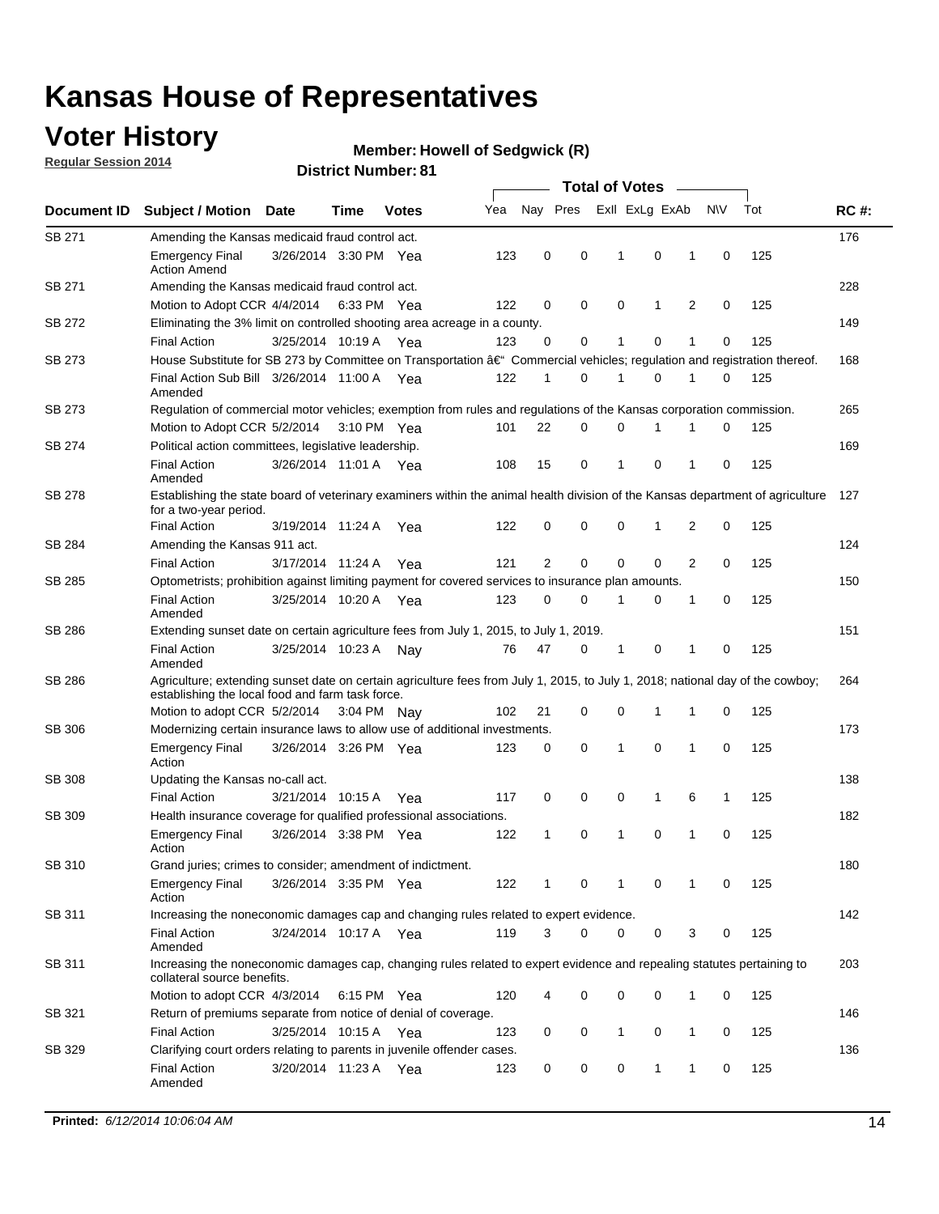# Kansas House of Representatives

## Voter History

**Regular Session 2014**

**Member: Howell of Sedgwick (R)**

**District Number: 81**

| Document ID | Subject / Motion | Date | Time | Votes | Yea | Nay | Pres | ExII | ExLg | ExAb | N\V | Tot | RC #: |
|---|---|---|---|---|---|---|---|---|---|---|---|---|---|
| SB 271 | Amending the Kansas medicaid fraud control act. | | | | | | | | | | | | 176 |
| | Emergency Final Action Amend | 3/26/2014 | 3:30 PM | Yea | 123 | 0 | 0 | 1 | 0 | 1 | 0 | 125 | |
| SB 271 | Amending the Kansas medicaid fraud control act. | | | | | | | | | | | | 228 |
| | Motion to Adopt CCR | 4/4/2014 | 6:33 PM | Yea | 122 | 0 | 0 | 0 | 1 | 2 | 0 | 125 | |
| SB 272 | Eliminating the 3% limit on controlled shooting area acreage in a county. | | | | | | | | | | | | 149 |
| | Final Action | 3/25/2014 | 10:19 A | Yea | 123 | 0 | 0 | 1 | 0 | 1 | 0 | 125 | |
| SB 273 | House Substitute for SB 273 by Committee on Transportation â€" Commercial vehicles; regulation and registration thereof. | | | | | | | | | | | | 168 |
| | Final Action Sub Bill Amended | 3/26/2014 | 11:00 A | Yea | 122 | 1 | 0 | 1 | 0 | 1 | 0 | 125 | |
| SB 273 | Regulation of commercial motor vehicles; exemption from rules and regulations of the Kansas corporation commission. | | | | | | | | | | | | 265 |
| | Motion to Adopt CCR | 5/2/2014 | 3:10 PM | Yea | 101 | 22 | 0 | 0 | 1 | 1 | 0 | 125 | |
| SB 274 | Political action committees, legislative leadership. | | | | | | | | | | | | 169 |
| | Final Action Amended | 3/26/2014 | 11:01 A | Yea | 108 | 15 | 0 | 1 | 0 | 1 | 0 | 125 | |
| SB 278 | Establishing the state board of veterinary examiners within the animal health division of the Kansas department of agriculture for a two-year period. | | | | | | | | | | | | 127 |
| | Final Action | 3/19/2014 | 11:24 A | Yea | 122 | 0 | 0 | 0 | 1 | 2 | 0 | 125 | |
| SB 284 | Amending the Kansas 911 act. | | | | | | | | | | | | 124 |
| | Final Action | 3/17/2014 | 11:24 A | Yea | 121 | 2 | 0 | 0 | 0 | 2 | 0 | 125 | |
| SB 285 | Optometrists; prohibition against limiting payment for covered services to insurance plan amounts. | | | | | | | | | | | | 150 |
| | Final Action Amended | 3/25/2014 | 10:20 A | Yea | 123 | 0 | 0 | 1 | 0 | 1 | 0 | 125 | |
| SB 286 | Extending sunset date on certain agriculture fees from July 1, 2015, to July 1, 2019. | | | | | | | | | | | | 151 |
| | Final Action Amended | 3/25/2014 | 10:23 A | Nay | 76 | 47 | 0 | 1 | 0 | 1 | 0 | 125 | |
| SB 286 | Agriculture; extending sunset date on certain agriculture fees from July 1, 2015, to July 1, 2018; national day of the cowboy; establishing the local food and farm task force. | | | | | | | | | | | | 264 |
| | Motion to adopt CCR | 5/2/2014 | 3:04 PM | Nay | 102 | 21 | 0 | 0 | 1 | 1 | 0 | 125 | |
| SB 306 | Modernizing certain insurance laws to allow use of additional investments. | | | | | | | | | | | | 173 |
| | Emergency Final Action | 3/26/2014 | 3:26 PM | Yea | 123 | 0 | 0 | 1 | 0 | 1 | 0 | 125 | |
| SB 308 | Updating the Kansas no-call act. | | | | | | | | | | | | 138 |
| | Final Action | 3/21/2014 | 10:15 A | Yea | 117 | 0 | 0 | 0 | 1 | 6 | 1 | 125 | |
| SB 309 | Health insurance coverage for qualified professional associations. | | | | | | | | | | | | 182 |
| | Emergency Final Action | 3/26/2014 | 3:38 PM | Yea | 122 | 1 | 0 | 1 | 0 | 1 | 0 | 125 | |
| SB 310 | Grand juries; crimes to consider; amendment of indictment. | | | | | | | | | | | | 180 |
| | Emergency Final Action | 3/26/2014 | 3:35 PM | Yea | 122 | 1 | 0 | 1 | 0 | 1 | 0 | 125 | |
| SB 311 | Increasing the noneconomic damages cap and changing rules related to expert evidence. | | | | | | | | | | | | 142 |
| | Final Action Amended | 3/24/2014 | 10:17 A | Yea | 119 | 3 | 0 | 0 | 0 | 3 | 0 | 125 | |
| SB 311 | Increasing the noneconomic damages cap, changing rules related to expert evidence and repealing statutes pertaining to collateral source benefits. | | | | | | | | | | | | 203 |
| | Motion to adopt CCR | 4/3/2014 | 6:15 PM | Yea | 120 | 4 | 0 | 0 | 0 | 1 | 0 | 125 | |
| SB 321 | Return of premiums separate from notice of denial of coverage. | | | | | | | | | | | | 146 |
| | Final Action | 3/25/2014 | 10:15 A | Yea | 123 | 0 | 0 | 1 | 0 | 1 | 0 | 125 | |
| SB 329 | Clarifying court orders relating to parents in juvenile offender cases. | | | | | | | | | | | | 136 |
| | Final Action Amended | 3/20/2014 | 11:23 A | Yea | 123 | 0 | 0 | 0 | 1 | 1 | 0 | 125 | |

**Printed:** *6/12/2014 10:06:04 AM*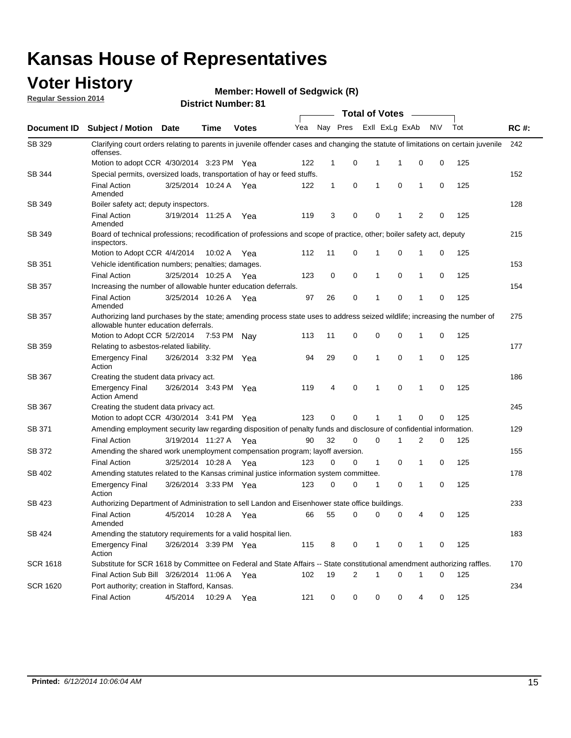# Kansas House of Representatives

## Voter History

**Regular Session 2014**

**Member: Howell of Sedgwick (R)**

**District Number: 81**

| Document ID | Subject / Motion | Date | Time | Votes | Yea | Nay | Pres | ExII | ExLg | ExAb | N\V | Tot | RC #: |
|---|---|---|---|---|---|---|---|---|---|---|---|---|---|
| SB 329 | Clarifying court orders relating to parents in juvenile offender cases and changing the statute of limitations on certain juvenile offenses. | | | | | | | | | | | | 242 |
| | Motion to adopt CCR | 4/30/2014 | 3:23 PM | Yea | 122 | 1 | 0 | 1 | 1 | 0 | 0 | 125 | |
| SB 344 | Special permits, oversized loads, transportation of hay or feed stuffs. | | | | | | | | | | | | 152 |
| | Final Action Amended | 3/25/2014 | 10:24 A | Yea | 122 | 1 | 0 | 1 | 0 | 1 | 0 | 125 | |
| SB 349 | Boiler safety act; deputy inspectors. | | | | | | | | | | | | 128 |
| | Final Action Amended | 3/19/2014 | 11:25 A | Yea | 119 | 3 | 0 | 0 | 1 | 2 | 0 | 125 | |
| SB 349 | Board of technical professions; recodification of professions and scope of practice, other; boiler safety act, deputy inspectors. | | | | | | | | | | | | 215 |
| | Motion to Adopt CCR | 4/4/2014 | 10:02 A | Yea | 112 | 11 | 0 | 1 | 0 | 1 | 0 | 125 | |
| SB 351 | Vehicle identification numbers; penalties; damages. | | | | | | | | | | | | 153 |
| | Final Action | 3/25/2014 | 10:25 A | Yea | 123 | 0 | 0 | 1 | 0 | 1 | 0 | 125 | |
| SB 357 | Increasing the number of allowable hunter education deferrals. | | | | | | | | | | | | 154 |
| | Final Action Amended | 3/25/2014 | 10:26 A | Yea | 97 | 26 | 0 | 1 | 0 | 1 | 0 | 125 | |
| SB 357 | Authorizing land purchases by the state; amending process state uses to address seized wildlife; increasing the number of allowable hunter education deferrals. | | | | | | | | | | | | 275 |
| | Motion to Adopt CCR | 5/2/2014 | 7:53 PM | Nay | 113 | 11 | 0 | 0 | 0 | 1 | 0 | 125 | |
| SB 359 | Relating to asbestos-related liability. | | | | | | | | | | | | 177 |
| | Emergency Final Action | 3/26/2014 | 3:32 PM | Yea | 94 | 29 | 0 | 1 | 0 | 1 | 0 | 125 | |
| SB 367 | Creating the student data privacy act. | | | | | | | | | | | | 186 |
| | Emergency Final Action Amend | 3/26/2014 | 3:43 PM | Yea | 119 | 4 | 0 | 1 | 0 | 1 | 0 | 125 | |
| SB 367 | Creating the student data privacy act. | | | | | | | | | | | | 245 |
| | Motion to adopt CCR | 4/30/2014 | 3:41 PM | Yea | 123 | 0 | 0 | 1 | 1 | 0 | 0 | 125 | |
| SB 371 | Amending employment security law regarding disposition of penalty funds and disclosure of confidential information. | | | | | | | | | | | | 129 |
| | Final Action | 3/19/2014 | 11:27 A | Yea | 90 | 32 | 0 | 0 | 1 | 2 | 0 | 125 | |
| SB 372 | Amending the shared work unemployment compensation program; layoff aversion. | | | | | | | | | | | | 155 |
| | Final Action | 3/25/2014 | 10:28 A | Yea | 123 | 0 | 0 | 1 | 0 | 1 | 0 | 125 | |
| SB 402 | Amending statutes related to the Kansas criminal justice information system committee. | | | | | | | | | | | | 178 |
| | Emergency Final Action | 3/26/2014 | 3:33 PM | Yea | 123 | 0 | 0 | 1 | 0 | 1 | 0 | 125 | |
| SB 423 | Authorizing Department of Administration to sell Landon and Eisenhower state office buildings. | | | | | | | | | | | | 233 |
| | Final Action Amended | 4/5/2014 | 10:28 A | Yea | 66 | 55 | 0 | 0 | 0 | 4 | 0 | 125 | |
| SB 424 | Amending the statutory requirements for a valid hospital lien. | | | | | | | | | | | | 183 |
| | Emergency Final Action | 3/26/2014 | 3:39 PM | Yea | 115 | 8 | 0 | 1 | 0 | 1 | 0 | 125 | |
| SCR 1618 | Substitute for SCR 1618 by Committee on Federal and State Affairs -- State constitutional amendment authorizing raffles. | | | | | | | | | | | | 170 |
| | Final Action Sub Bill | 3/26/2014 | 11:06 A | Yea | 102 | 19 | 2 | 1 | 0 | 1 | 0 | 125 | |
| SCR 1620 | Port authority; creation in Stafford, Kansas. | | | | | | | | | | | | 234 |
| | Final Action | 4/5/2014 | 10:29 A | Yea | 121 | 0 | 0 | 0 | 0 | 4 | 0 | 125 | |

**Printed:** *6/12/2014 10:06:04 AM*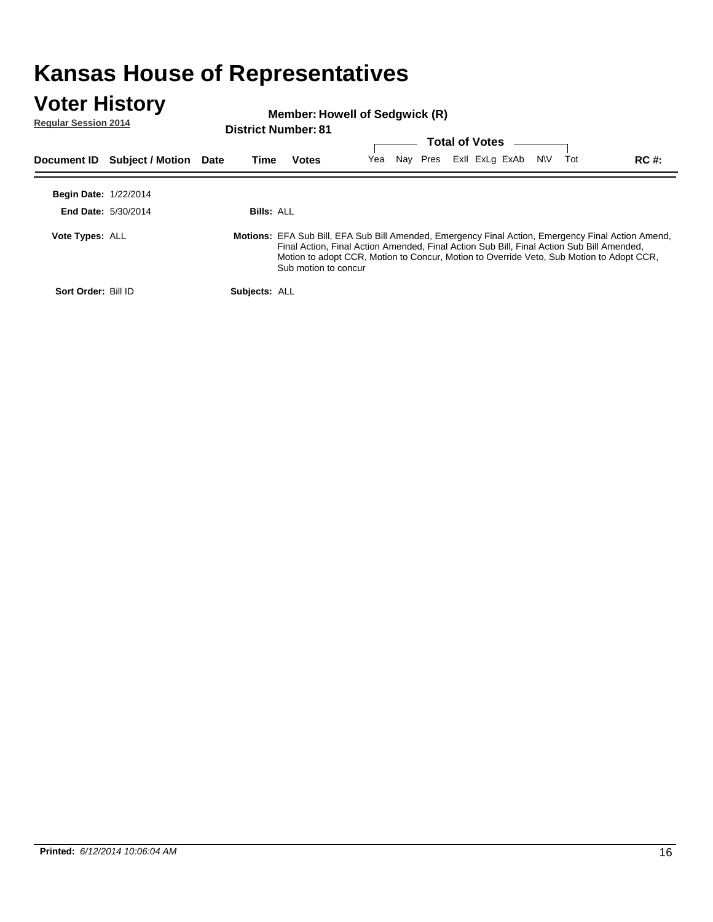# Kansas House of Representatives

## Voter History

**Regular Session 2014**

**Member: Howell of Sedgwick (R)**

**District Number: 81**

| Document ID | Subject / Motion | Date | Time | Votes | Yea | Nay | Pres | ExII | ExLg | ExAb | N\V | Tot | RC #: |
|---|---|---|---|---|---|---|---|---|---|---|---|---|---|

(Total of Votes: Yea, Nay, Pres, ExII, ExLg, ExAb, N\V, Tot)

**Begin Date:** 1/22/2014

**End Date:** 5/30/2014

**Bills:** ALL

**Vote Types:** ALL

**Motions:** EFA Sub Bill, EFA Sub Bill Amended, Emergency Final Action, Emergency Final Action Amend, Final Action, Final Action Amended, Final Action Sub Bill, Final Action Sub Bill Amended, Motion to adopt CCR, Motion to Concur, Motion to Override Veto, Sub Motion to Adopt CCR, Sub motion to concur

**Sort Order:** Bill ID

**Subjects:** ALL

**Printed:** *6/12/2014 10:06:04 AM*